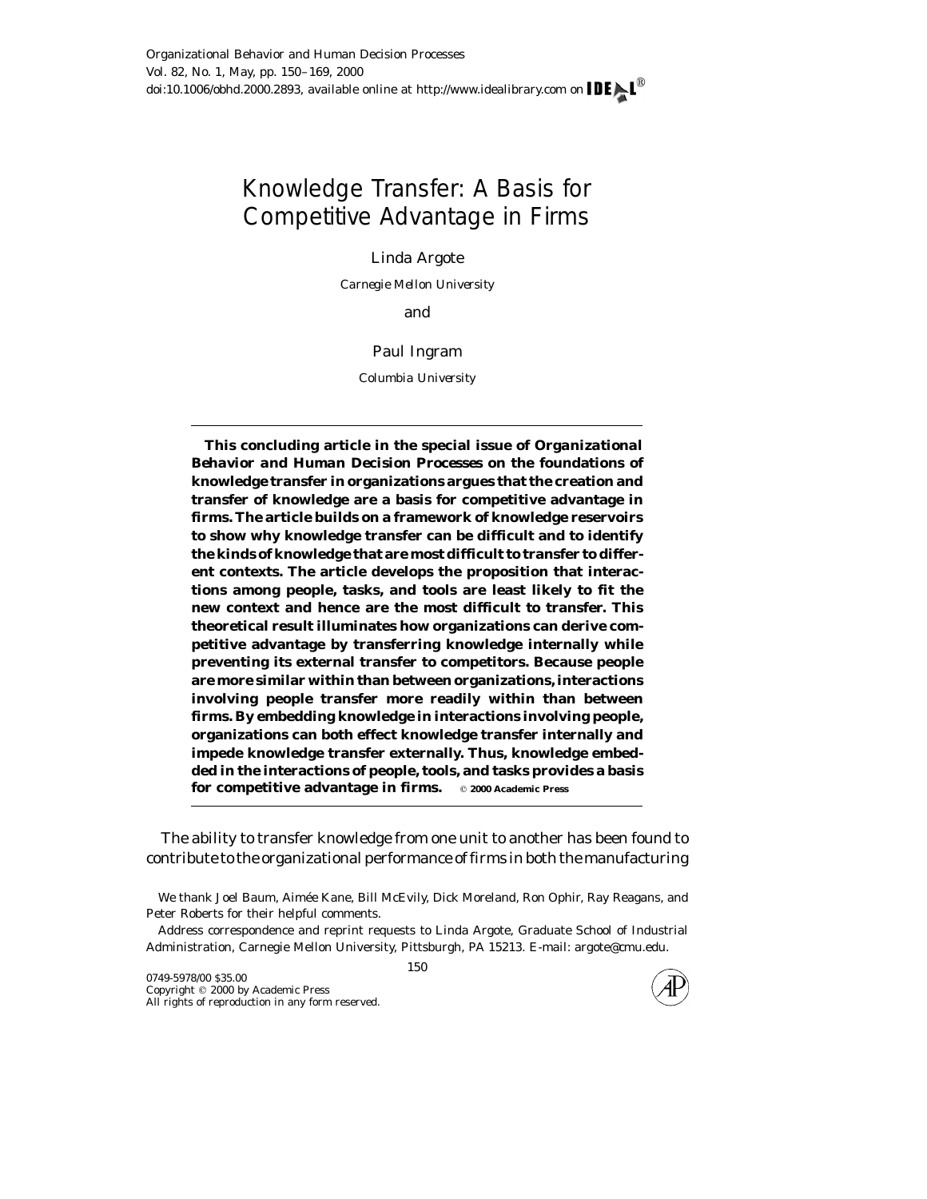# Knowledge Transfer: A Basis for Competitive Advantage in Firms

Linda Argote

*Carnegie Mellon University*

and

Paul Ingram

*Columbia University*

**This concluding article in the special issue of *Organizational Behavior and Human Decision Processes* on the foundations of knowledge transfer in organizations argues that the creation and transfer of knowledge are a basis for competitive advantage in firms. The article builds on a framework of knowledge reservoirs to show why knowledge transfer can be difficult and to identify the kinds of knowledge that are most difficult to transfer to different contexts. The article develops the proposition that interactions among people, tasks, and tools are least likely to fit the new context and hence are the most difficult to transfer. This theoretical result illuminates how organizations can derive competitive advantage by transferring knowledge internally while preventing its external transfer to competitors. Because people are more similar within than between organizations, interactions involving people transfer more readily within than between firms. By embedding knowledge in interactions involving people, organizations can both effect knowledge transfer internally and impede knowledge transfer externally. Thus, knowledge embedded in the interactions of people, tools, and tasks provides a basis for competitive advantage in firms.** © 2000 Academic Press

The ability to transfer knowledge from one unit to another has been found to contribute to the organizational performance of firms in both the manufacturing

We thank Joel Baum, Aimée Kane, Bill McEvily, Dick Moreland, Ron Ophir, Ray Reagans, and Peter Roberts for their helpful comments.

Address correspondence and reprint requests to Linda Argote, Graduate School of Industrial Administration, Carnegie Mellon University, Pittsburgh, PA 15213. E-mail: argote@cmu.edu.

0749-5978/00 $35.00
Copyright © 2000 by Academic Press
All rights of reproduction in any form reserved.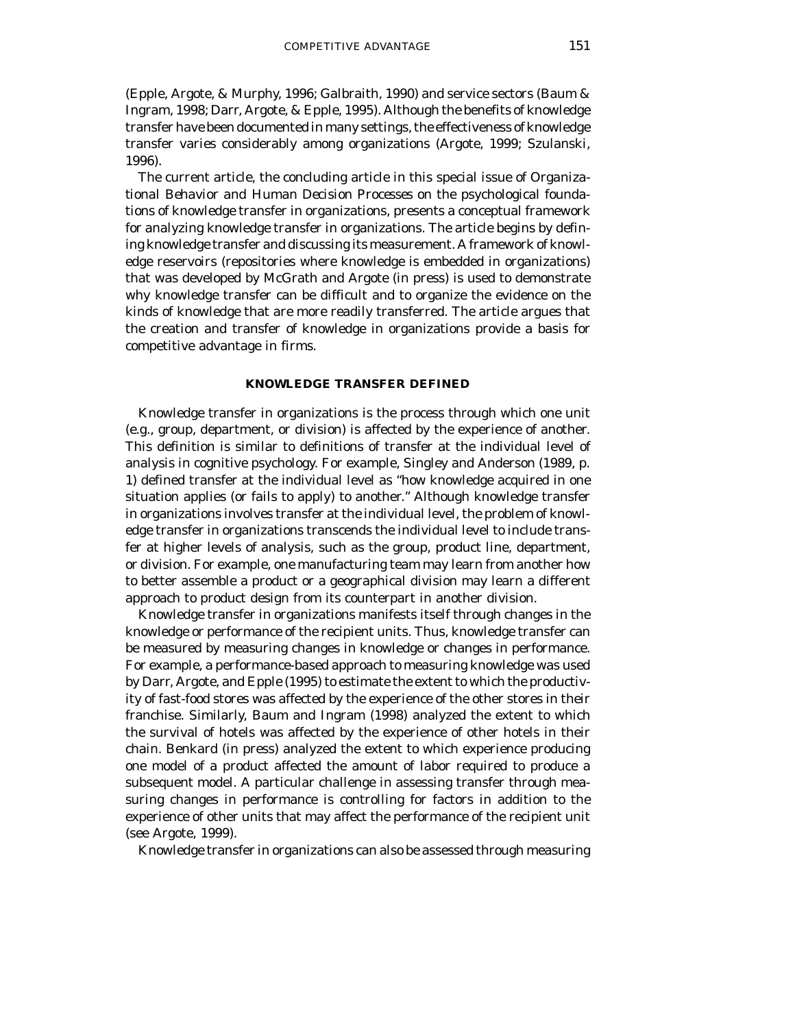(Epple, Argote, & Murphy, 1996; Galbraith, 1990) and service sectors (Baum & Ingram, 1998; Darr, Argote, & Epple, 1995). Although the benefits of knowledge transfer have been documented in many settings, the effectiveness of knowledge transfer varies considerably among organizations (Argote, 1999; Szulanski, 1996).

The current article, the concluding article in this special issue of *Organizational Behavior and Human Decision Processes* on the psychological foundations of knowledge transfer in organizations, presents a conceptual framework for analyzing knowledge transfer in organizations. The article begins by defining knowledge transfer and discussing its measurement. A framework of knowledge reservoirs (repositories where knowledge is embedded in organizations) that was developed by McGrath and Argote (in press) is used to demonstrate why knowledge transfer can be difficult and to organize the evidence on the kinds of knowledge that are more readily transferred. The article argues that the creation and transfer of knowledge in organizations provide a basis for competitive advantage in firms.

## KNOWLEDGE TRANSFER DEFINED

Knowledge transfer in organizations is the process through which one unit (e.g., group, department, or division) is affected by the experience of another. This definition is similar to definitions of transfer at the individual level of analysis in cognitive psychology. For example, Singley and Anderson (1989, p. 1) defined transfer at the individual level as "how knowledge acquired in one situation applies (or fails to apply) to another." Although knowledge transfer in organizations involves transfer at the individual level, the problem of knowledge transfer in organizations transcends the individual level to include transfer at higher levels of analysis, such as the group, product line, department, or division. For example, one manufacturing team may learn from another how to better assemble a product or a geographical division may learn a different approach to product design from its counterpart in another division.

Knowledge transfer in organizations manifests itself through changes in the knowledge or performance of the recipient units. Thus, knowledge transfer can be measured by measuring changes in knowledge or changes in performance. For example, a performance-based approach to measuring knowledge was used by Darr, Argote, and Epple (1995) to estimate the extent to which the productivity of fast-food stores was affected by the experience of the other stores in their franchise. Similarly, Baum and Ingram (1998) analyzed the extent to which the survival of hotels was affected by the experience of other hotels in their chain. Benkard (in press) analyzed the extent to which experience producing one model of a product affected the amount of labor required to produce a subsequent model. A particular challenge in assessing transfer through measuring changes in performance is controlling for factors in addition to the experience of other units that may affect the performance of the recipient unit (see Argote, 1999).

Knowledge transfer in organizations can also be assessed through measuring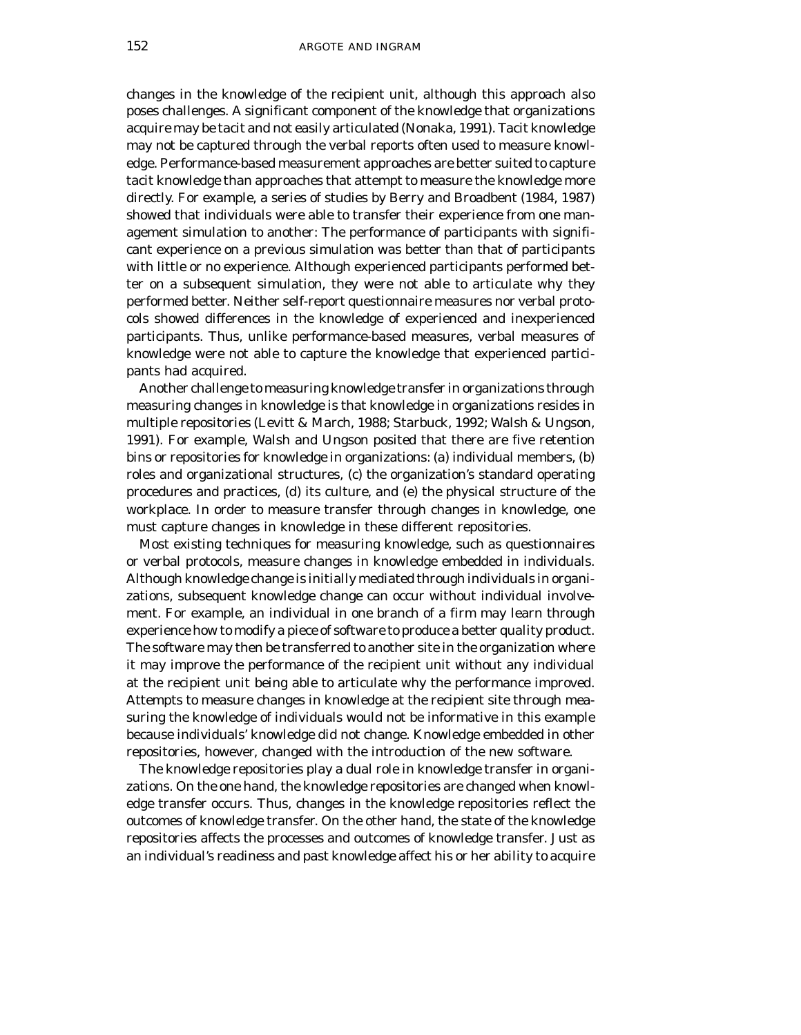changes in the knowledge of the recipient unit, although this approach also poses challenges. A significant component of the knowledge that organizations acquire may be tacit and not easily articulated (Nonaka, 1991). Tacit knowledge may not be captured through the verbal reports often used to measure knowledge. Performance-based measurement approaches are better suited to capture tacit knowledge than approaches that attempt to measure the knowledge more directly. For example, a series of studies by Berry and Broadbent (1984, 1987) showed that individuals were able to transfer their experience from one management simulation to another: The performance of participants with significant experience on a previous simulation was better than that of participants with little or no experience. Although experienced participants performed better on a subsequent simulation, they were not able to articulate why they performed better. Neither self-report questionnaire measures nor verbal protocols showed differences in the knowledge of experienced and inexperienced participants. Thus, unlike performance-based measures, verbal measures of knowledge were not able to capture the knowledge that experienced participants had acquired.

Another challenge to measuring knowledge transfer in organizations through measuring changes in knowledge is that knowledge in organizations resides in multiple repositories (Levitt & March, 1988; Starbuck, 1992; Walsh & Ungson, 1991). For example, Walsh and Ungson posited that there are five retention bins or repositories for knowledge in organizations: (a) individual members, (b) roles and organizational structures, (c) the organization's standard operating procedures and practices, (d) its culture, and (e) the physical structure of the workplace. In order to measure transfer through changes in knowledge, one must capture changes in knowledge in these different repositories.

Most existing techniques for measuring knowledge, such as questionnaires or verbal protocols, measure changes in knowledge embedded in individuals. Although knowledge change is initially mediated through individuals in organizations, subsequent knowledge change can occur without individual involvement. For example, an individual in one branch of a firm may learn through experience how to modify a piece of software to produce a better quality product. The software may then be transferred to another site in the organization where it may improve the performance of the recipient unit without any individual at the recipient unit being able to articulate why the performance improved. Attempts to measure changes in knowledge at the recipient site through measuring the knowledge of individuals would not be informative in this example because individuals' knowledge did not change. Knowledge embedded in other repositories, however, changed with the introduction of the new software.

The knowledge repositories play a dual role in knowledge transfer in organizations. On the one hand, the knowledge repositories are changed when knowledge transfer occurs. Thus, changes in the knowledge repositories reflect the outcomes of knowledge transfer. On the other hand, the state of the knowledge repositories affects the processes and outcomes of knowledge transfer. Just as an individual's readiness and past knowledge affect his or her ability to acquire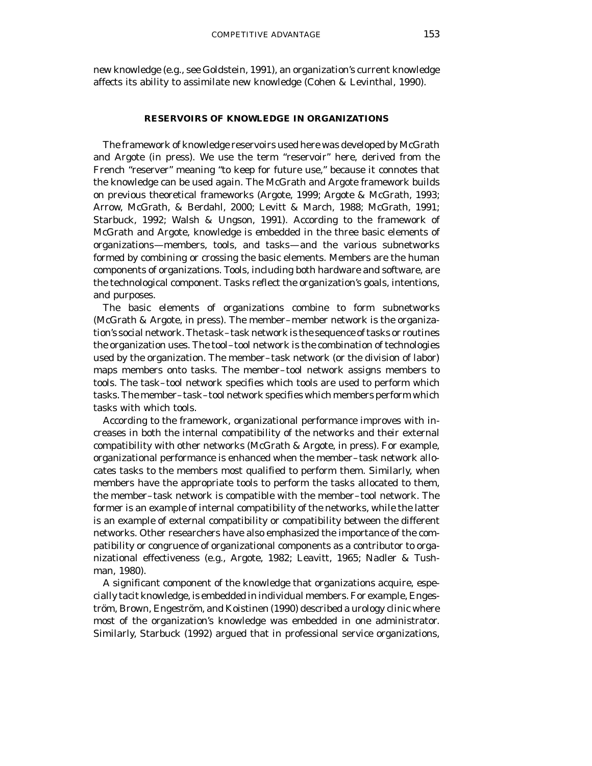new knowledge (e.g., see Goldstein, 1991), an organization's current knowledge affects its ability to assimilate new knowledge (Cohen & Levinthal, 1990).

## RESERVOIRS OF KNOWLEDGE IN ORGANIZATIONS

The framework of knowledge reservoirs used here was developed by McGrath and Argote (in press). We use the term "reservoir" here, derived from the French "reserver" meaning "to keep for future use," because it connotes that the knowledge can be used again. The McGrath and Argote framework builds on previous theoretical frameworks (Argote, 1999; Argote & McGrath, 1993; Arrow, McGrath, & Berdahl, 2000; Levitt & March, 1988; McGrath, 1991; Starbuck, 1992; Walsh & Ungson, 1991). According to the framework of McGrath and Argote, knowledge is embedded in the three basic elements of organizations—members, tools, and tasks—and the various subnetworks formed by combining or crossing the basic elements. Members are the human components of organizations. Tools, including both hardware and software, are the technological component. Tasks reflect the organization's goals, intentions, and purposes.

The basic elements of organizations combine to form subnetworks (McGrath & Argote, in press). The member–member network is the organization's social network. The task–task network is the sequence of tasks or routines the organization uses. The tool–tool network is the combination of technologies used by the organization. The member–task network (or the division of labor) maps members onto tasks. The member–tool network assigns members to tools. The task–tool network specifies which tools are used to perform which tasks. The member–task–tool network specifies which members perform which tasks with which tools.

According to the framework, organizational performance improves with increases in both the internal compatibility of the networks and their external compatibility with other networks (McGrath & Argote, in press). For example, organizational performance is enhanced when the member–task network allocates tasks to the members most qualified to perform them. Similarly, when members have the appropriate tools to perform the tasks allocated to them, the member–task network is compatible with the member–tool network. The former is an example of internal compatibility of the networks, while the latter is an example of external compatibility or compatibility between the different networks. Other researchers have also emphasized the importance of the compatibility or congruence of organizational components as a contributor to organizational effectiveness (e.g., Argote, 1982; Leavitt, 1965; Nadler & Tushman, 1980).

A significant component of the knowledge that organizations acquire, especially tacit knowledge, is embedded in individual members. For example, Engeström, Brown, Engeström, and Koistinen (1990) described a urology clinic where most of the organization's knowledge was embedded in one administrator. Similarly, Starbuck (1992) argued that in professional service organizations,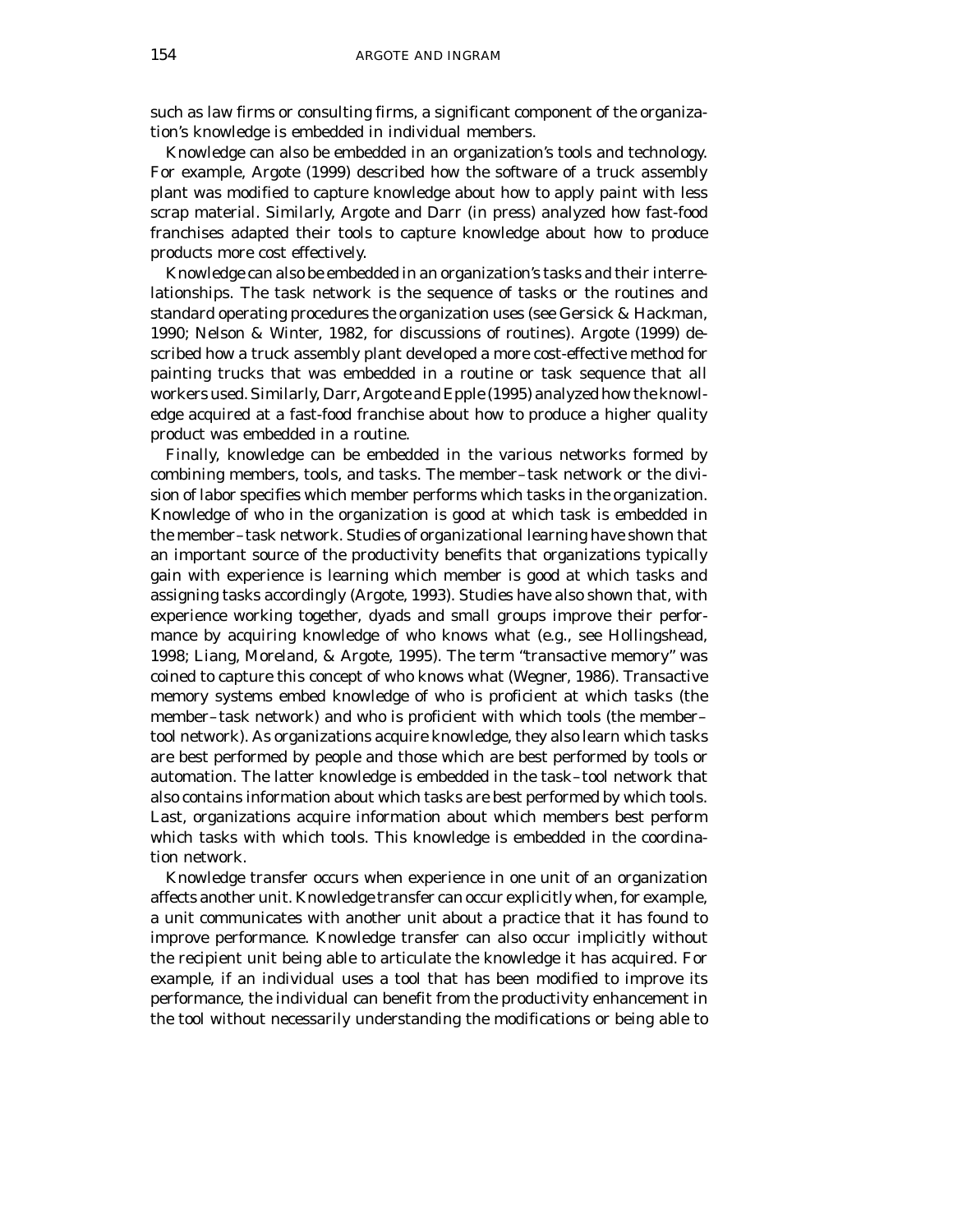such as law firms or consulting firms, a significant component of the organization's knowledge is embedded in individual members.

Knowledge can also be embedded in an organization's tools and technology. For example, Argote (1999) described how the software of a truck assembly plant was modified to capture knowledge about how to apply paint with less scrap material. Similarly, Argote and Darr (in press) analyzed how fast-food franchises adapted their tools to capture knowledge about how to produce products more cost effectively.

Knowledge can also be embedded in an organization's tasks and their interrelationships. The task network is the sequence of tasks or the routines and standard operating procedures the organization uses (see Gersick & Hackman, 1990; Nelson & Winter, 1982, for discussions of routines). Argote (1999) described how a truck assembly plant developed a more cost-effective method for painting trucks that was embedded in a routine or task sequence that all workers used. Similarly, Darr, Argote and Epple (1995) analyzed how the knowledge acquired at a fast-food franchise about how to produce a higher quality product was embedded in a routine.

Finally, knowledge can be embedded in the various networks formed by combining members, tools, and tasks. The member–task network or the division of labor specifies which member performs which tasks in the organization. Knowledge of who in the organization is good at which task is embedded in the member–task network. Studies of organizational learning have shown that an important source of the productivity benefits that organizations typically gain with experience is learning which member is good at which tasks and assigning tasks accordingly (Argote, 1993). Studies have also shown that, with experience working together, dyads and small groups improve their performance by acquiring knowledge of who knows what (e.g., see Hollingshead, 1998; Liang, Moreland, & Argote, 1995). The term "transactive memory" was coined to capture this concept of who knows what (Wegner, 1986). Transactive memory systems embed knowledge of who is proficient at which tasks (the member–task network) and who is proficient with which tools (the member–tool network). As organizations acquire knowledge, they also learn which tasks are best performed by people and those which are best performed by tools or automation. The latter knowledge is embedded in the task–tool network that also contains information about which tasks are best performed by which tools. Last, organizations acquire information about which members best perform which tasks with which tools. This knowledge is embedded in the coordination network.

Knowledge transfer occurs when experience in one unit of an organization affects another unit. Knowledge transfer can occur explicitly when, for example, a unit communicates with another unit about a practice that it has found to improve performance. Knowledge transfer can also occur implicitly without the recipient unit being able to articulate the knowledge it has acquired. For example, if an individual uses a tool that has been modified to improve its performance, the individual can benefit from the productivity enhancement in the tool without necessarily understanding the modifications or being able to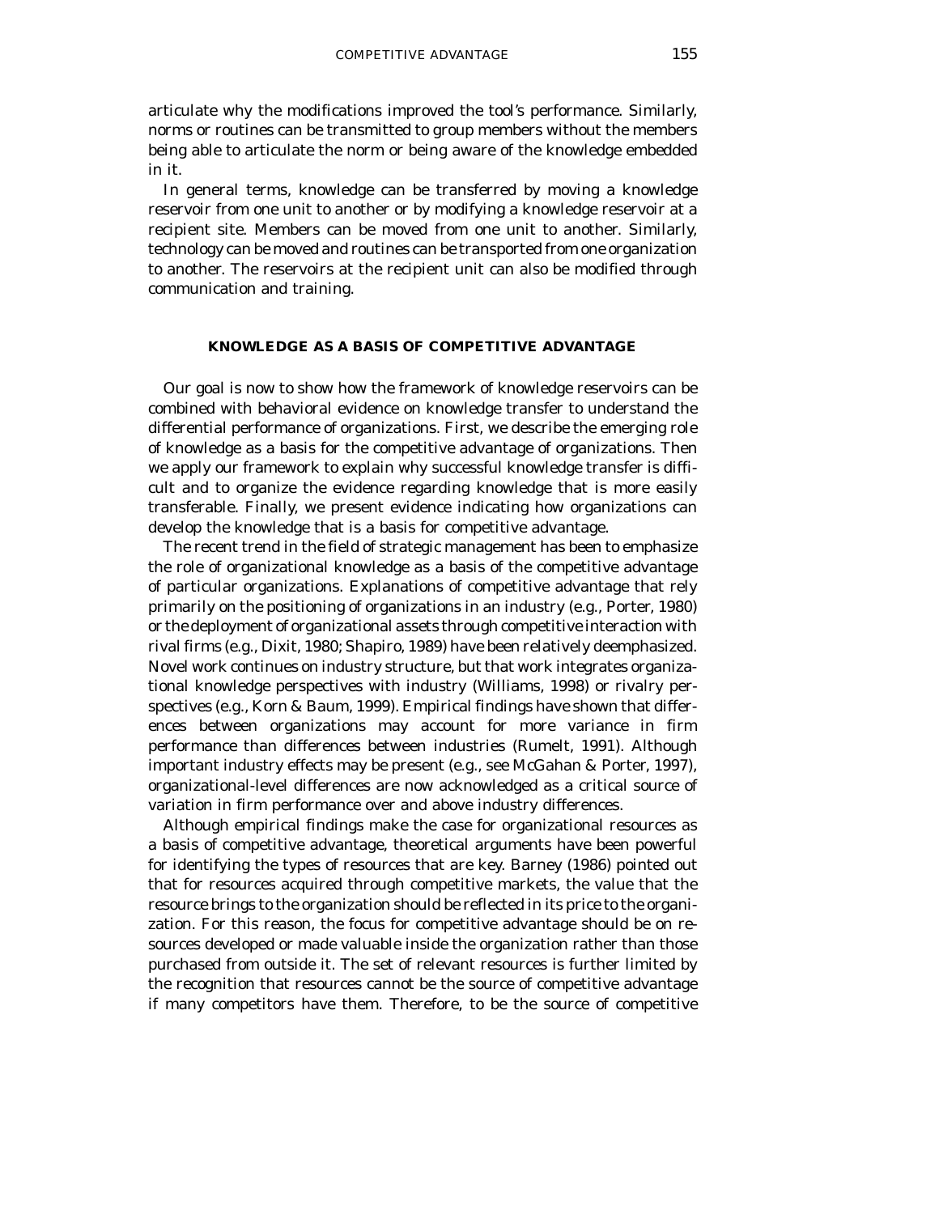articulate why the modifications improved the tool's performance. Similarly, norms or routines can be transmitted to group members without the members being able to articulate the norm or being aware of the knowledge embedded in it.

In general terms, knowledge can be transferred by moving a knowledge reservoir from one unit to another or by modifying a knowledge reservoir at a recipient site. Members can be moved from one unit to another. Similarly, technology can be moved and routines can be transported from one organization to another. The reservoirs at the recipient unit can also be modified through communication and training.

## KNOWLEDGE AS A BASIS OF COMPETITIVE ADVANTAGE

Our goal is now to show how the framework of knowledge reservoirs can be combined with behavioral evidence on knowledge transfer to understand the differential performance of organizations. First, we describe the emerging role of knowledge as a basis for the competitive advantage of organizations. Then we apply our framework to explain why successful knowledge transfer is difficult and to organize the evidence regarding knowledge that is more easily transferable. Finally, we present evidence indicating how organizations can develop the knowledge that is a basis for competitive advantage.

The recent trend in the field of strategic management has been to emphasize the role of organizational knowledge as a basis of the competitive advantage of particular organizations. Explanations of competitive advantage that rely primarily on the positioning of organizations in an industry (e.g., Porter, 1980) or the deployment of organizational assets through competitive interaction with rival firms (e.g., Dixit, 1980; Shapiro, 1989) have been relatively deemphasized. Novel work continues on industry structure, but that work integrates organizational knowledge perspectives with industry (Williams, 1998) or rivalry perspectives (e.g., Korn & Baum, 1999). Empirical findings have shown that differences between organizations may account for more variance in firm performance than differences between industries (Rumelt, 1991). Although important industry effects may be present (e.g., see McGahan & Porter, 1997), organizational-level differences are now acknowledged as a critical source of variation in firm performance over and above industry differences.

Although empirical findings make the case for organizational resources as a basis of competitive advantage, theoretical arguments have been powerful for identifying the types of resources that are key. Barney (1986) pointed out that for resources acquired through competitive markets, the value that the resource brings to the organization should be reflected in its price to the organization. For this reason, the focus for competitive advantage should be on resources developed or made valuable inside the organization rather than those purchased from outside it. The set of relevant resources is further limited by the recognition that resources cannot be the source of competitive advantage if many competitors have them. Therefore, to be the source of competitive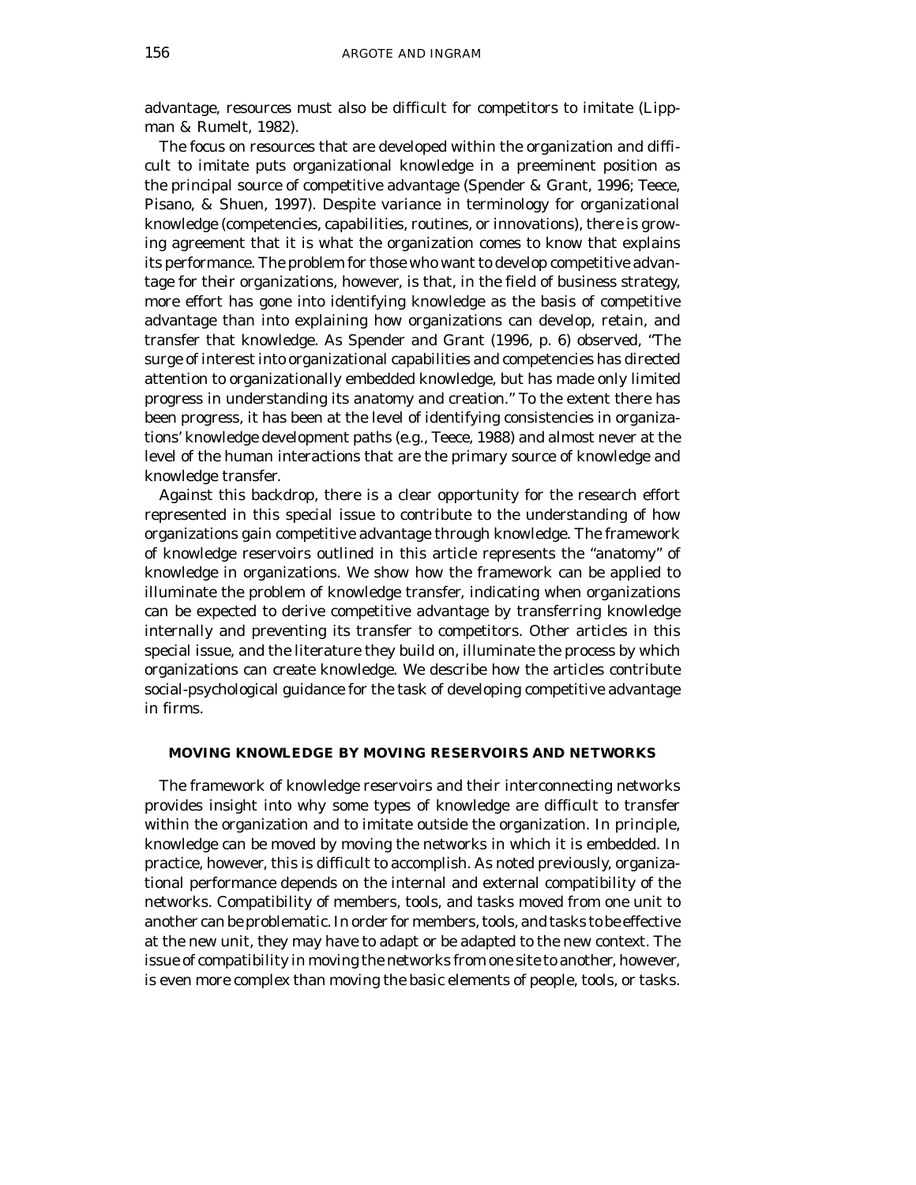advantage, resources must also be difficult for competitors to imitate (Lippman & Rumelt, 1982).

The focus on resources that are developed within the organization and difficult to imitate puts organizational knowledge in a preeminent position as the principal source of competitive advantage (Spender & Grant, 1996; Teece, Pisano, & Shuen, 1997). Despite variance in terminology for organizational knowledge (competencies, capabilities, routines, or innovations), there is growing agreement that it is what the organization comes to know that explains its performance. The problem for those who want to develop competitive advantage for their organizations, however, is that, in the field of business strategy, more effort has gone into identifying knowledge as the basis of competitive advantage than into explaining how organizations can develop, retain, and transfer that knowledge. As Spender and Grant (1996, p. 6) observed, "The surge of interest into organizational capabilities and competencies has directed attention to organizationally embedded knowledge, but has made only limited progress in understanding its anatomy and creation." To the extent there has been progress, it has been at the level of identifying consistencies in organizations' knowledge development paths (e.g., Teece, 1988) and almost never at the level of the human interactions that are the primary source of knowledge and knowledge transfer.

Against this backdrop, there is a clear opportunity for the research effort represented in this special issue to contribute to the understanding of how organizations gain competitive advantage through knowledge. The framework of knowledge reservoirs outlined in this article represents the "anatomy" of knowledge in organizations. We show how the framework can be applied to illuminate the problem of knowledge transfer, indicating when organizations can be expected to derive competitive advantage by transferring knowledge internally and preventing its transfer to competitors. Other articles in this special issue, and the literature they build on, illuminate the process by which organizations can create knowledge. We describe how the articles contribute social-psychological guidance for the task of developing competitive advantage in firms.

## MOVING KNOWLEDGE BY MOVING RESERVOIRS AND NETWORKS

The framework of knowledge reservoirs and their interconnecting networks provides insight into why some types of knowledge are difficult to transfer within the organization and to imitate outside the organization. In principle, knowledge can be moved by moving the networks in which it is embedded. In practice, however, this is difficult to accomplish. As noted previously, organizational performance depends on the internal and external compatibility of the networks. Compatibility of members, tools, and tasks moved from one unit to another can be problematic. In order for members, tools, and tasks to be effective at the new unit, they may have to adapt or be adapted to the new context. The issue of compatibility in moving the networks from one site to another, however, is even more complex than moving the basic elements of people, tools, or tasks.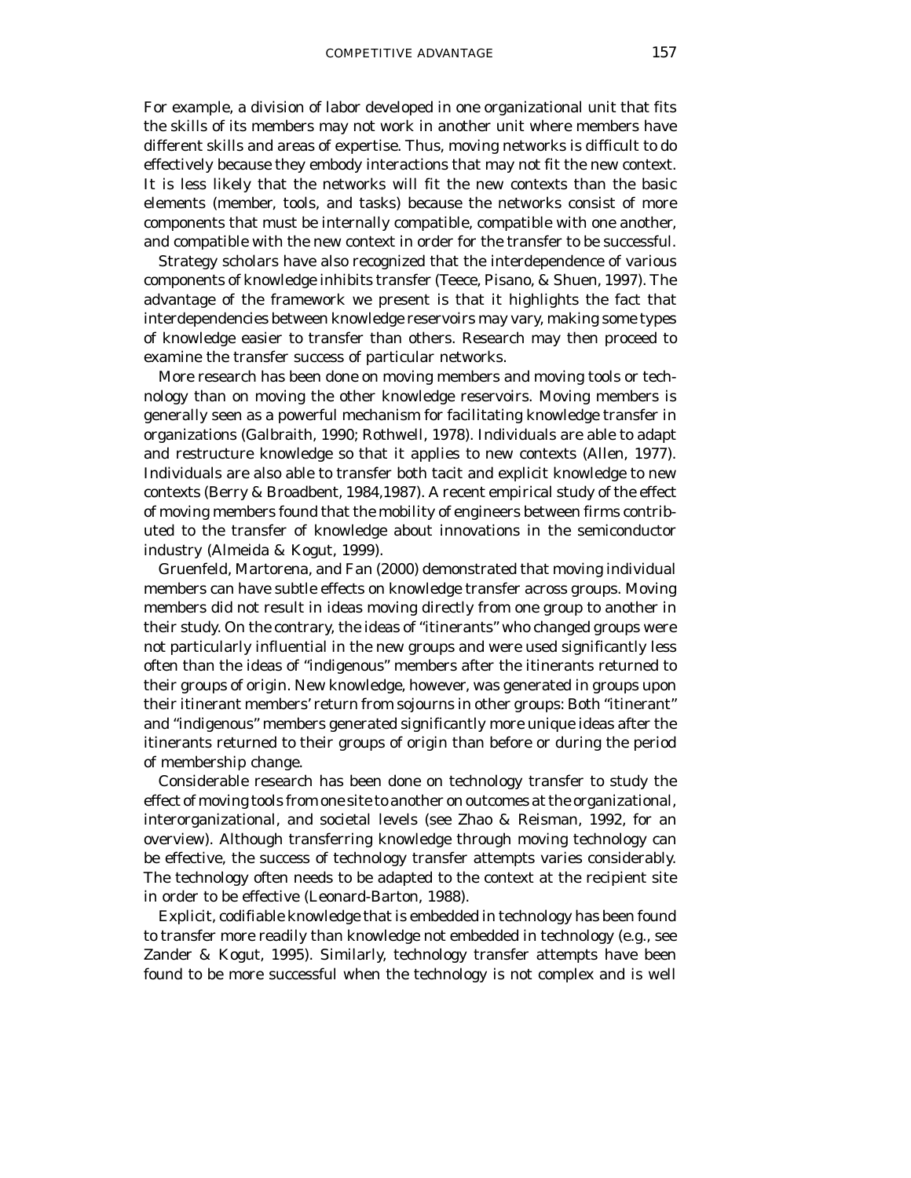For example, a division of labor developed in one organizational unit that fits the skills of its members may not work in another unit where members have different skills and areas of expertise. Thus, moving networks is difficult to do effectively because they embody interactions that may not fit the new context. It is less likely that the networks will fit the new contexts than the basic elements (member, tools, and tasks) because the networks consist of more components that must be internally compatible, compatible with one another, and compatible with the new context in order for the transfer to be successful.

Strategy scholars have also recognized that the interdependence of various components of knowledge inhibits transfer (Teece, Pisano, & Shuen, 1997). The advantage of the framework we present is that it highlights the fact that interdependencies between knowledge reservoirs may vary, making some types of knowledge easier to transfer than others. Research may then proceed to examine the transfer success of particular networks.

More research has been done on moving members and moving tools or technology than on moving the other knowledge reservoirs. Moving members is generally seen as a powerful mechanism for facilitating knowledge transfer in organizations (Galbraith, 1990; Rothwell, 1978). Individuals are able to adapt and restructure knowledge so that it applies to new contexts (Allen, 1977). Individuals are also able to transfer both tacit and explicit knowledge to new contexts (Berry & Broadbent, 1984,1987). A recent empirical study of the effect of moving members found that the mobility of engineers between firms contributed to the transfer of knowledge about innovations in the semiconductor industry (Almeida & Kogut, 1999).

Gruenfeld, Martorena, and Fan (2000) demonstrated that moving individual members can have subtle effects on knowledge transfer across groups. Moving members did not result in ideas moving directly from one group to another in their study. On the contrary, the ideas of "itinerants" who changed groups were not particularly influential in the new groups and were used significantly less often than the ideas of "indigenous" members after the itinerants returned to their groups of origin. New knowledge, however, was generated in groups upon their itinerant members' return from sojourns in other groups: Both "itinerant" and "indigenous" members generated significantly more unique ideas after the itinerants returned to their groups of origin than before or during the period of membership change.

Considerable research has been done on technology transfer to study the effect of moving tools from one site to another on outcomes at the organizational, interorganizational, and societal levels (see Zhao & Reisman, 1992, for an overview). Although transferring knowledge through moving technology can be effective, the success of technology transfer attempts varies considerably. The technology often needs to be adapted to the context at the recipient site in order to be effective (Leonard-Barton, 1988).

Explicit, codifiable knowledge that is embedded in technology has been found to transfer more readily than knowledge not embedded in technology (e.g., see Zander & Kogut, 1995). Similarly, technology transfer attempts have been found to be more successful when the technology is not complex and is well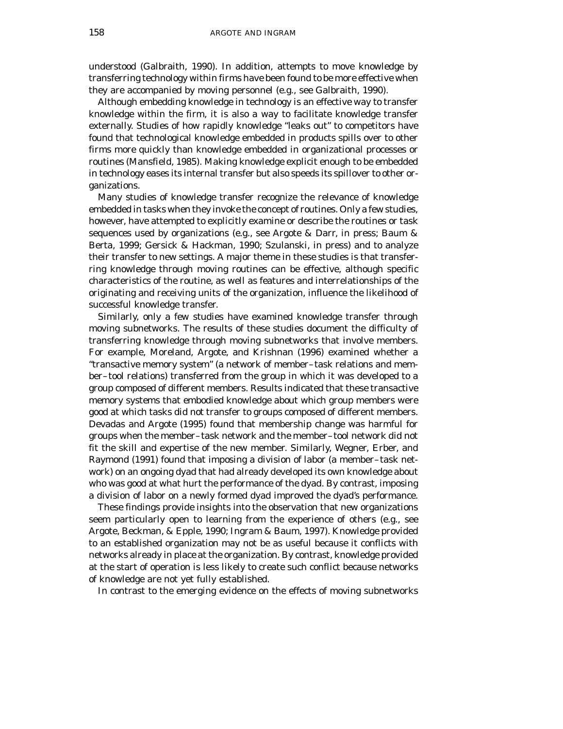understood (Galbraith, 1990). In addition, attempts to move knowledge by transferring technology within firms have been found to be more effective when they are accompanied by moving personnel (e.g., see Galbraith, 1990).

Although embedding knowledge in technology is an effective way to transfer knowledge within the firm, it is also a way to facilitate knowledge transfer externally. Studies of how rapidly knowledge "leaks out" to competitors have found that technological knowledge embedded in products spills over to other firms more quickly than knowledge embedded in organizational processes or routines (Mansfield, 1985). Making knowledge explicit enough to be embedded in technology eases its internal transfer but also speeds its spillover to other organizations.

Many studies of knowledge transfer recognize the relevance of knowledge embedded in tasks when they invoke the concept of routines. Only a few studies, however, have attempted to explicitly examine or describe the routines or task sequences used by organizations (e.g., see Argote & Darr, in press; Baum & Berta, 1999; Gersick & Hackman, 1990; Szulanski, in press) and to analyze their transfer to new settings. A major theme in these studies is that transferring knowledge through moving routines can be effective, although specific characteristics of the routine, as well as features and interrelationships of the originating and receiving units of the organization, influence the likelihood of successful knowledge transfer.

Similarly, only a few studies have examined knowledge transfer through moving subnetworks. The results of these studies document the difficulty of transferring knowledge through moving subnetworks that involve members. For example, Moreland, Argote, and Krishnan (1996) examined whether a "transactive memory system" (a network of member–task relations and member–tool relations) transferred from the group in which it was developed to a group composed of different members. Results indicated that these transactive memory systems that embodied knowledge about which group members were good at which tasks did not transfer to groups composed of different members. Devadas and Argote (1995) found that membership change was harmful for groups when the member–task network and the member–tool network did not fit the skill and expertise of the new member. Similarly, Wegner, Erber, and Raymond (1991) found that imposing a division of labor (a member–task network) on an ongoing dyad that had already developed its own knowledge about who was good at what hurt the performance of the dyad. By contrast, imposing a division of labor on a newly formed dyad improved the dyad's performance.

These findings provide insights into the observation that new organizations seem particularly open to learning from the experience of others (e.g., see Argote, Beckman, & Epple, 1990; Ingram & Baum, 1997). Knowledge provided to an established organization may not be as useful because it conflicts with networks already in place at the organization. By contrast, knowledge provided at the start of operation is less likely to create such conflict because networks of knowledge are not yet fully established.

In contrast to the emerging evidence on the effects of moving subnetworks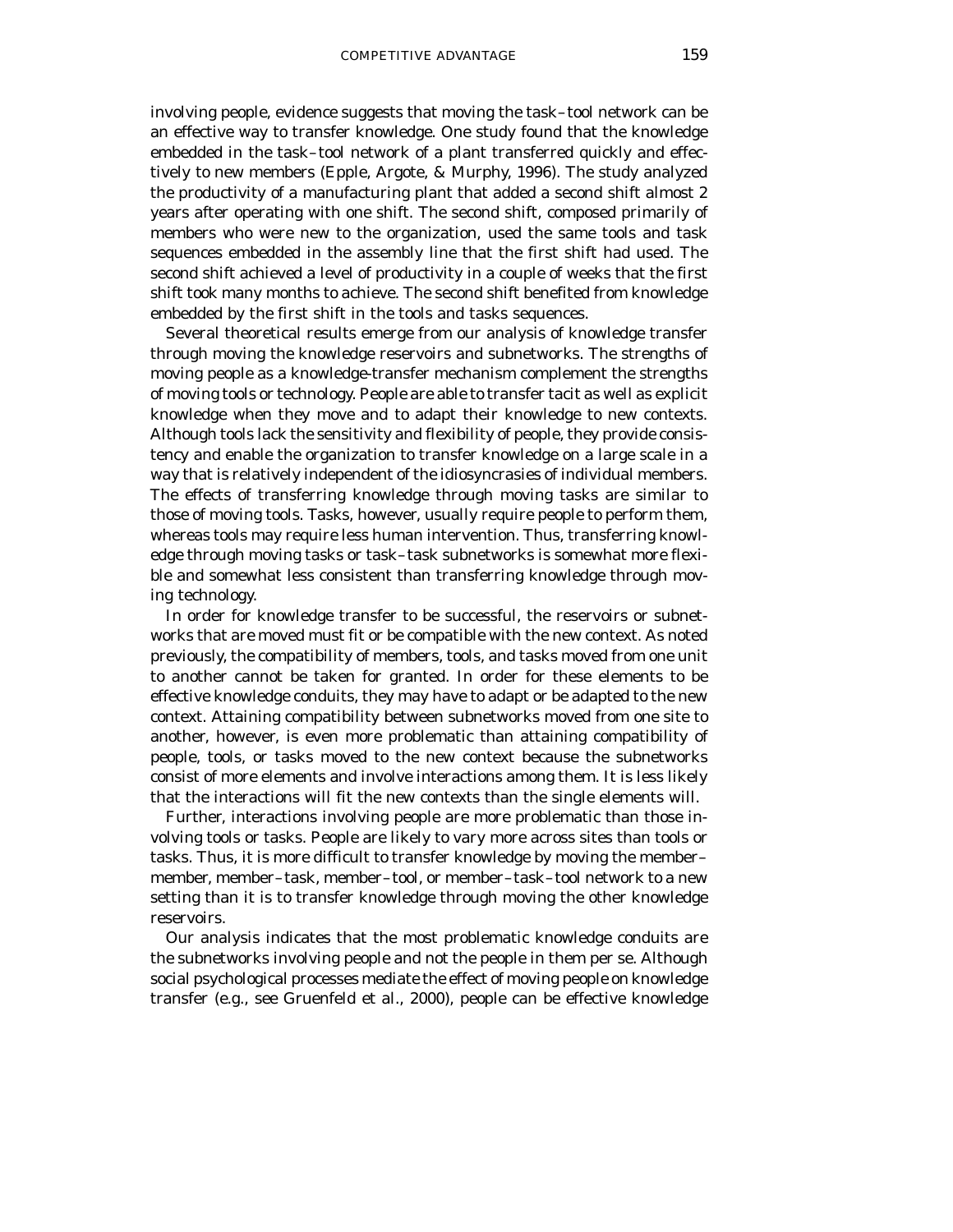involving people, evidence suggests that moving the task–tool network can be an effective way to transfer knowledge. One study found that the knowledge embedded in the task–tool network of a plant transferred quickly and effectively to new members (Epple, Argote, & Murphy, 1996). The study analyzed the productivity of a manufacturing plant that added a second shift almost 2 years after operating with one shift. The second shift, composed primarily of members who were new to the organization, used the same tools and task sequences embedded in the assembly line that the first shift had used. The second shift achieved a level of productivity in a couple of weeks that the first shift took many months to achieve. The second shift benefited from knowledge embedded by the first shift in the tools and tasks sequences.

Several theoretical results emerge from our analysis of knowledge transfer through moving the knowledge reservoirs and subnetworks. The strengths of moving people as a knowledge-transfer mechanism complement the strengths of moving tools or technology. People are able to transfer tacit as well as explicit knowledge when they move and to adapt their knowledge to new contexts. Although tools lack the sensitivity and flexibility of people, they provide consistency and enable the organization to transfer knowledge on a large scale in a way that is relatively independent of the idiosyncrasies of individual members. The effects of transferring knowledge through moving tasks are similar to those of moving tools. Tasks, however, usually require people to perform them, whereas tools may require less human intervention. Thus, transferring knowledge through moving tasks or task–task subnetworks is somewhat more flexible and somewhat less consistent than transferring knowledge through moving technology.

In order for knowledge transfer to be successful, the reservoirs or subnetworks that are moved must fit or be compatible with the new context. As noted previously, the compatibility of members, tools, and tasks moved from one unit to another cannot be taken for granted. In order for these elements to be effective knowledge conduits, they may have to adapt or be adapted to the new context. Attaining compatibility between subnetworks moved from one site to another, however, is even more problematic than attaining compatibility of people, tools, or tasks moved to the new context because the subnetworks consist of more elements and involve interactions among them. It is less likely that the interactions will fit the new contexts than the single elements will.

Further, interactions involving people are more problematic than those involving tools or tasks. People are likely to vary more across sites than tools or tasks. Thus, it is more difficult to transfer knowledge by moving the member–member, member–task, member–tool, or member–task–tool network to a new setting than it is to transfer knowledge through moving the other knowledge reservoirs.

Our analysis indicates that the most problematic knowledge conduits are the subnetworks involving people and not the people in them per se. Although social psychological processes mediate the effect of moving people on knowledge transfer (e.g., see Gruenfeld et al., 2000), people can be effective knowledge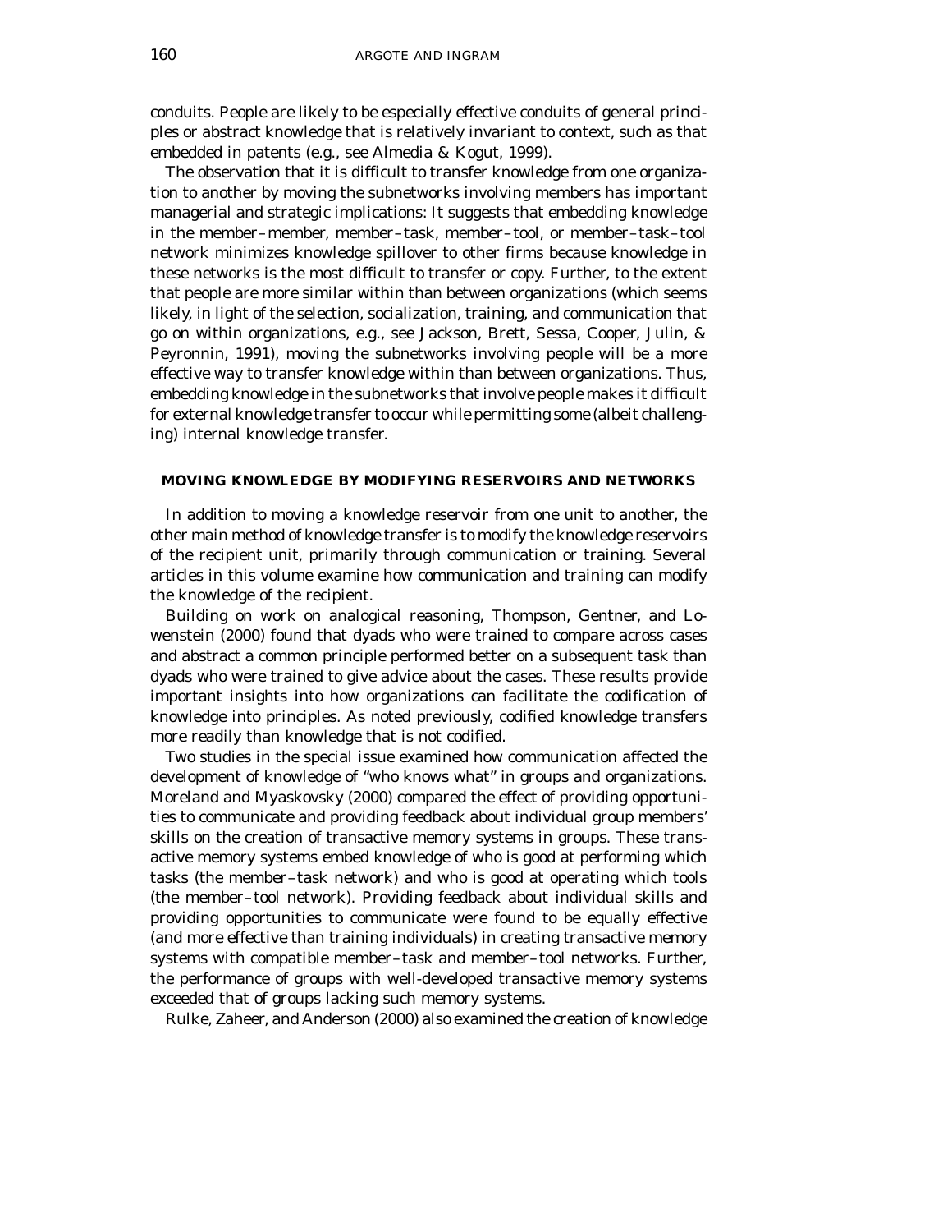conduits. People are likely to be especially effective conduits of general principles or abstract knowledge that is relatively invariant to context, such as that embedded in patents (e.g., see Almedia & Kogut, 1999).

The observation that it is difficult to transfer knowledge from one organization to another by moving the subnetworks involving members has important managerial and strategic implications: It suggests that embedding knowledge in the member–member, member–task, member–tool, or member–task–tool network minimizes knowledge spillover to other firms because knowledge in these networks is the most difficult to transfer or copy. Further, to the extent that people are more similar within than between organizations (which seems likely, in light of the selection, socialization, training, and communication that go on within organizations, e.g., see Jackson, Brett, Sessa, Cooper, Julin, & Peyronnin, 1991), moving the subnetworks involving people will be a more effective way to transfer knowledge within than between organizations. Thus, embedding knowledge in the subnetworks that involve people makes it difficult for external knowledge transfer to occur while permitting some (albeit challenging) internal knowledge transfer.

## MOVING KNOWLEDGE BY MODIFYING RESERVOIRS AND NETWORKS

In addition to moving a knowledge reservoir from one unit to another, the other main method of knowledge transfer is to modify the knowledge reservoirs of the recipient unit, primarily through communication or training. Several articles in this volume examine how communication and training can modify the knowledge of the recipient.

Building on work on analogical reasoning, Thompson, Gentner, and Lowenstein (2000) found that dyads who were trained to compare across cases and abstract a common principle performed better on a subsequent task than dyads who were trained to give advice about the cases. These results provide important insights into how organizations can facilitate the codification of knowledge into principles. As noted previously, codified knowledge transfers more readily than knowledge that is not codified.

Two studies in the special issue examined how communication affected the development of knowledge of "who knows what" in groups and organizations. Moreland and Myaskovsky (2000) compared the effect of providing opportunities to communicate and providing feedback about individual group members' skills on the creation of transactive memory systems in groups. These transactive memory systems embed knowledge of who is good at performing which tasks (the member–task network) and who is good at operating which tools (the member–tool network). Providing feedback about individual skills and providing opportunities to communicate were found to be equally effective (and more effective than training individuals) in creating transactive memory systems with compatible member–task and member–tool networks. Further, the performance of groups with well-developed transactive memory systems exceeded that of groups lacking such memory systems.

Rulke, Zaheer, and Anderson (2000) also examined the creation of knowledge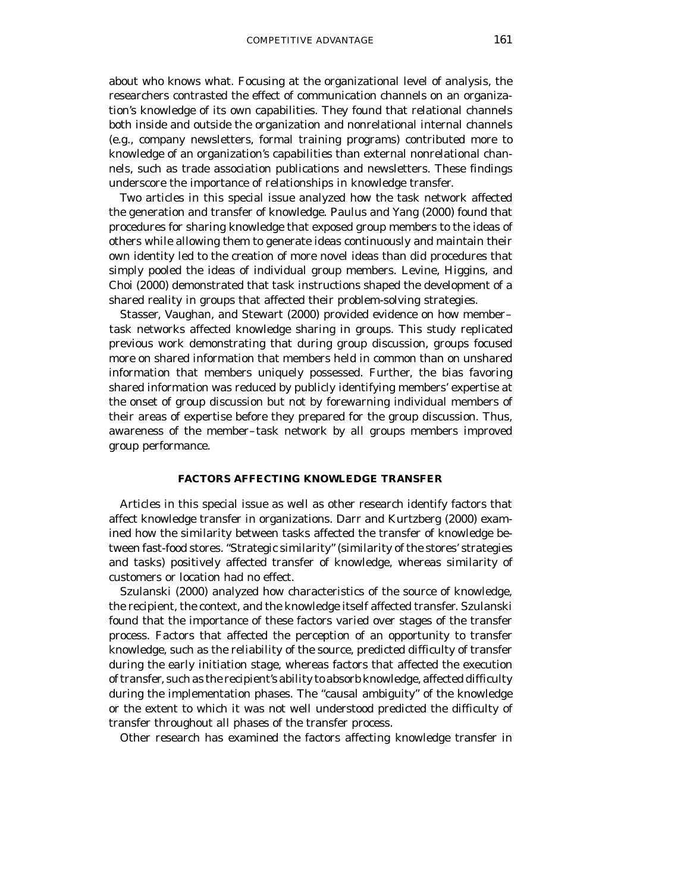about who knows what. Focusing at the organizational level of analysis, the researchers contrasted the effect of communication channels on an organization's knowledge of its own capabilities. They found that relational channels both inside and outside the organization and nonrelational internal channels (e.g., company newsletters, formal training programs) contributed more to knowledge of an organization's capabilities than external nonrelational channels, such as trade association publications and newsletters. These findings underscore the importance of relationships in knowledge transfer.

Two articles in this special issue analyzed how the task network affected the generation and transfer of knowledge. Paulus and Yang (2000) found that procedures for sharing knowledge that exposed group members to the ideas of others while allowing them to generate ideas continuously and maintain their own identity led to the creation of more novel ideas than did procedures that simply pooled the ideas of individual group members. Levine, Higgins, and Choi (2000) demonstrated that task instructions shaped the development of a shared reality in groups that affected their problem-solving strategies.

Stasser, Vaughan, and Stewart (2000) provided evidence on how member–task networks affected knowledge sharing in groups. This study replicated previous work demonstrating that during group discussion, groups focused more on shared information that members held in common than on unshared information that members uniquely possessed. Further, the bias favoring shared information was reduced by publicly identifying members' expertise at the onset of group discussion but not by forewarning individual members of their areas of expertise before they prepared for the group discussion. Thus, awareness of the member–task network by all groups members improved group performance.

## FACTORS AFFECTING KNOWLEDGE TRANSFER

Articles in this special issue as well as other research identify factors that affect knowledge transfer in organizations. Darr and Kurtzberg (2000) examined how the similarity between tasks affected the transfer of knowledge between fast-food stores. "Strategic similarity" (similarity of the stores' strategies and tasks) positively affected transfer of knowledge, whereas similarity of customers or location had no effect.

Szulanski (2000) analyzed how characteristics of the source of knowledge, the recipient, the context, and the knowledge itself affected transfer. Szulanski found that the importance of these factors varied over stages of the transfer process. Factors that affected the perception of an opportunity to transfer knowledge, such as the reliability of the source, predicted difficulty of transfer during the early initiation stage, whereas factors that affected the execution of transfer, such as the recipient's ability to absorb knowledge, affected difficulty during the implementation phases. The "causal ambiguity" of the knowledge or the extent to which it was not well understood predicted the difficulty of transfer throughout all phases of the transfer process.

Other research has examined the factors affecting knowledge transfer in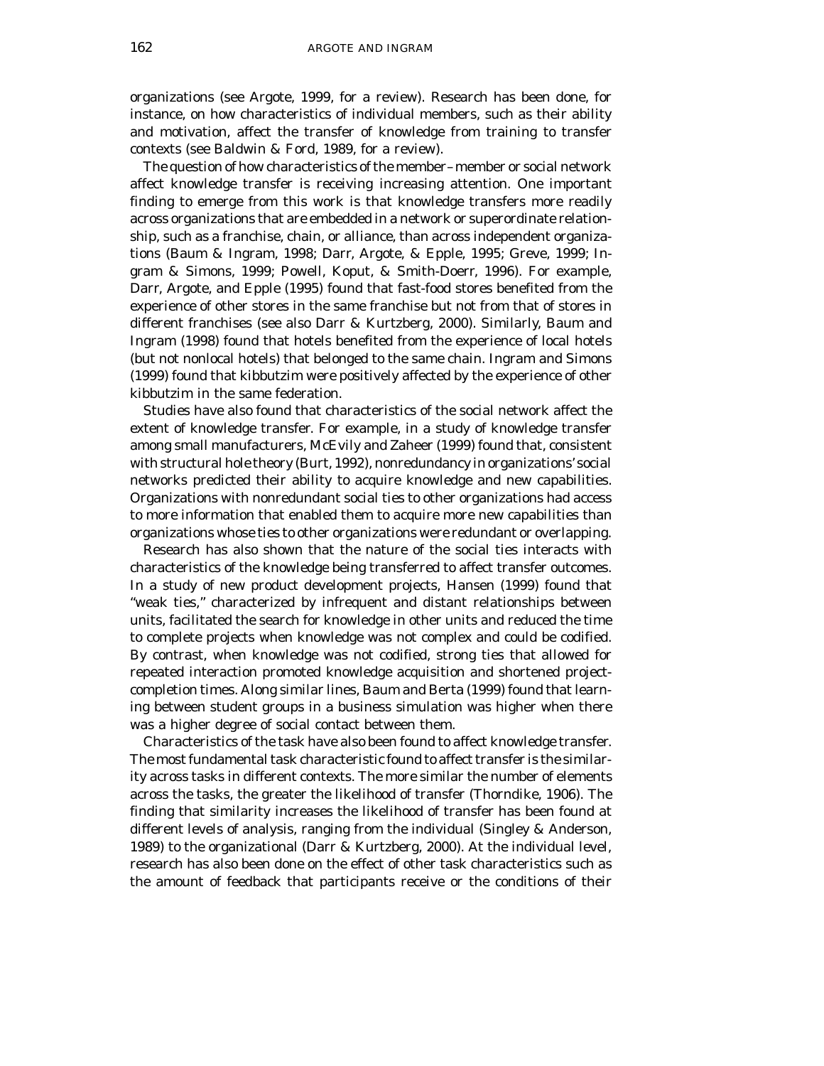organizations (see Argote, 1999, for a review). Research has been done, for instance, on how characteristics of individual members, such as their ability and motivation, affect the transfer of knowledge from training to transfer contexts (see Baldwin & Ford, 1989, for a review).

The question of how characteristics of the member–member or social network affect knowledge transfer is receiving increasing attention. One important finding to emerge from this work is that knowledge transfers more readily across organizations that are embedded in a network or superordinate relationship, such as a franchise, chain, or alliance, than across independent organizations (Baum & Ingram, 1998; Darr, Argote, & Epple, 1995; Greve, 1999; Ingram & Simons, 1999; Powell, Koput, & Smith-Doerr, 1996). For example, Darr, Argote, and Epple (1995) found that fast-food stores benefited from the experience of other stores in the same franchise but not from that of stores in different franchises (see also Darr & Kurtzberg, 2000). Similarly, Baum and Ingram (1998) found that hotels benefited from the experience of local hotels (but not nonlocal hotels) that belonged to the same chain. Ingram and Simons (1999) found that kibbutzim were positively affected by the experience of other kibbutzim in the same federation.

Studies have also found that characteristics of the social network affect the extent of knowledge transfer. For example, in a study of knowledge transfer among small manufacturers, McEvily and Zaheer (1999) found that, consistent with structural hole theory (Burt, 1992), nonredundancy in organizations' social networks predicted their ability to acquire knowledge and new capabilities. Organizations with nonredundant social ties to other organizations had access to more information that enabled them to acquire more new capabilities than organizations whose ties to other organizations were redundant or overlapping.

Research has also shown that the nature of the social ties interacts with characteristics of the knowledge being transferred to affect transfer outcomes. In a study of new product development projects, Hansen (1999) found that "weak ties," characterized by infrequent and distant relationships between units, facilitated the search for knowledge in other units and reduced the time to complete projects when knowledge was not complex and could be codified. By contrast, when knowledge was not codified, strong ties that allowed for repeated interaction promoted knowledge acquisition and shortened project-completion times. Along similar lines, Baum and Berta (1999) found that learning between student groups in a business simulation was higher when there was a higher degree of social contact between them.

Characteristics of the task have also been found to affect knowledge transfer. The most fundamental task characteristic found to affect transfer is the similarity across tasks in different contexts. The more similar the number of elements across the tasks, the greater the likelihood of transfer (Thorndike, 1906). The finding that similarity increases the likelihood of transfer has been found at different levels of analysis, ranging from the individual (Singley & Anderson, 1989) to the organizational (Darr & Kurtzberg, 2000). At the individual level, research has also been done on the effect of other task characteristics such as the amount of feedback that participants receive or the conditions of their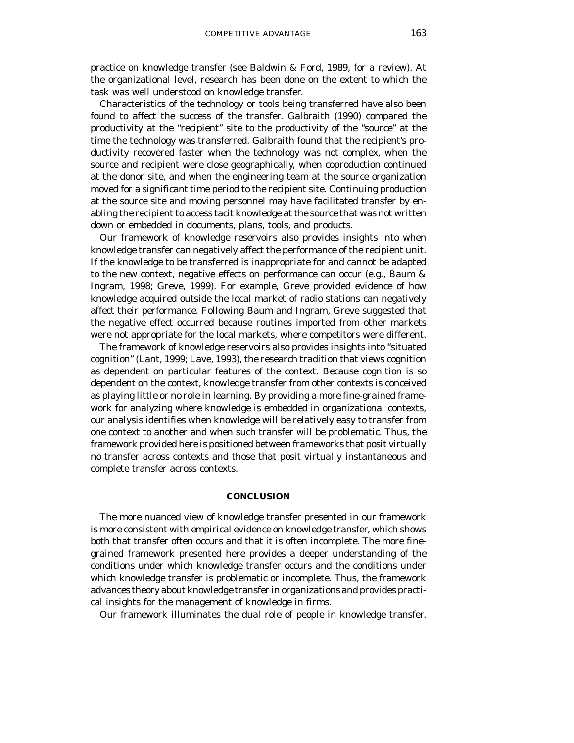practice on knowledge transfer (see Baldwin & Ford, 1989, for a review). At the organizational level, research has been done on the extent to which the task was well understood on knowledge transfer.

Characteristics of the technology or tools being transferred have also been found to affect the success of the transfer. Galbraith (1990) compared the productivity at the "recipient" site to the productivity of the "source" at the time the technology was transferred. Galbraith found that the recipient's productivity recovered faster when the technology was not complex, when the source and recipient were close geographically, when coproduction continued at the donor site, and when the engineering team at the source organization moved for a significant time period to the recipient site. Continuing production at the source site and moving personnel may have facilitated transfer by enabling the recipient to access tacit knowledge at the source that was not written down or embedded in documents, plans, tools, and products.

Our framework of knowledge reservoirs also provides insights into when knowledge transfer can negatively affect the performance of the recipient unit. If the knowledge to be transferred is inappropriate for and cannot be adapted to the new context, negative effects on performance can occur (e.g., Baum & Ingram, 1998; Greve, 1999). For example, Greve provided evidence of how knowledge acquired outside the local market of radio stations can negatively affect their performance. Following Baum and Ingram, Greve suggested that the negative effect occurred because routines imported from other markets were not appropriate for the local markets, where competitors were different.

The framework of knowledge reservoirs also provides insights into "situated cognition" (Lant, 1999; Lave, 1993), the research tradition that views cognition as dependent on particular features of the context. Because cognition is so dependent on the context, knowledge transfer from other contexts is conceived as playing little or no role in learning. By providing a more fine-grained framework for analyzing where knowledge is embedded in organizational contexts, our analysis identifies when knowledge will be relatively easy to transfer from one context to another and when such transfer will be problematic. Thus, the framework provided here is positioned between frameworks that posit virtually no transfer across contexts and those that posit virtually instantaneous and complete transfer across contexts.

## CONCLUSION

The more nuanced view of knowledge transfer presented in our framework is more consistent with empirical evidence on knowledge transfer, which shows both that transfer often occurs and that it is often incomplete. The more fine-grained framework presented here provides a deeper understanding of the conditions under which knowledge transfer occurs and the conditions under which knowledge transfer is problematic or incomplete. Thus, the framework advances theory about knowledge transfer in organizations and provides practical insights for the management of knowledge in firms.

Our framework illuminates the dual role of people in knowledge transfer.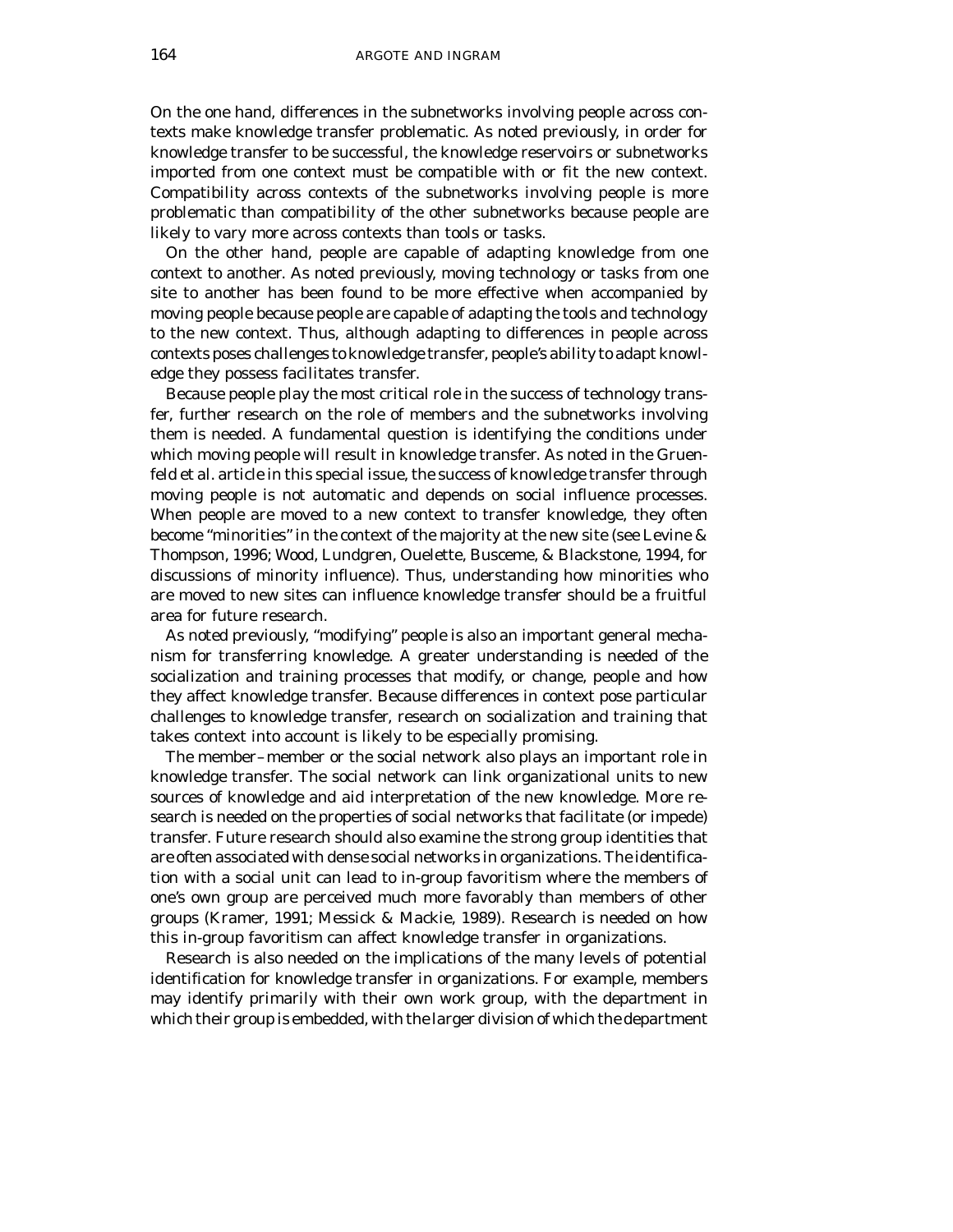On the one hand, differences in the subnetworks involving people across contexts make knowledge transfer problematic. As noted previously, in order for knowledge transfer to be successful, the knowledge reservoirs or subnetworks imported from one context must be compatible with or fit the new context. Compatibility across contexts of the subnetworks involving people is more problematic than compatibility of the other subnetworks because people are likely to vary more across contexts than tools or tasks.

On the other hand, people are capable of adapting knowledge from one context to another. As noted previously, moving technology or tasks from one site to another has been found to be more effective when accompanied by moving people because people are capable of adapting the tools and technology to the new context. Thus, although adapting to differences in people across contexts poses challenges to knowledge transfer, people's ability to adapt knowledge they possess facilitates transfer.

Because people play the most critical role in the success of technology transfer, further research on the role of members and the subnetworks involving them is needed. A fundamental question is identifying the conditions under which moving people will result in knowledge transfer. As noted in the Gruenfeld et al. article in this special issue, the success of knowledge transfer through moving people is not automatic and depends on social influence processes. When people are moved to a new context to transfer knowledge, they often become "minorities" in the context of the majority at the new site (see Levine & Thompson, 1996; Wood, Lundgren, Ouelette, Busceme, & Blackstone, 1994, for discussions of minority influence). Thus, understanding how minorities who are moved to new sites can influence knowledge transfer should be a fruitful area for future research.

As noted previously, "modifying" people is also an important general mechanism for transferring knowledge. A greater understanding is needed of the socialization and training processes that modify, or change, people and how they affect knowledge transfer. Because differences in context pose particular challenges to knowledge transfer, research on socialization and training that takes context into account is likely to be especially promising.

The member–member or the social network also plays an important role in knowledge transfer. The social network can link organizational units to new sources of knowledge and aid interpretation of the new knowledge. More research is needed on the properties of social networks that facilitate (or impede) transfer. Future research should also examine the strong group identities that are often associated with dense social networks in organizations. The identification with a social unit can lead to in-group favoritism where the members of one's own group are perceived much more favorably than members of other groups (Kramer, 1991; Messick & Mackie, 1989). Research is needed on how this in-group favoritism can affect knowledge transfer in organizations.

Research is also needed on the implications of the many levels of potential identification for knowledge transfer in organizations. For example, members may identify primarily with their own work group, with the department in which their group is embedded, with the larger division of which the department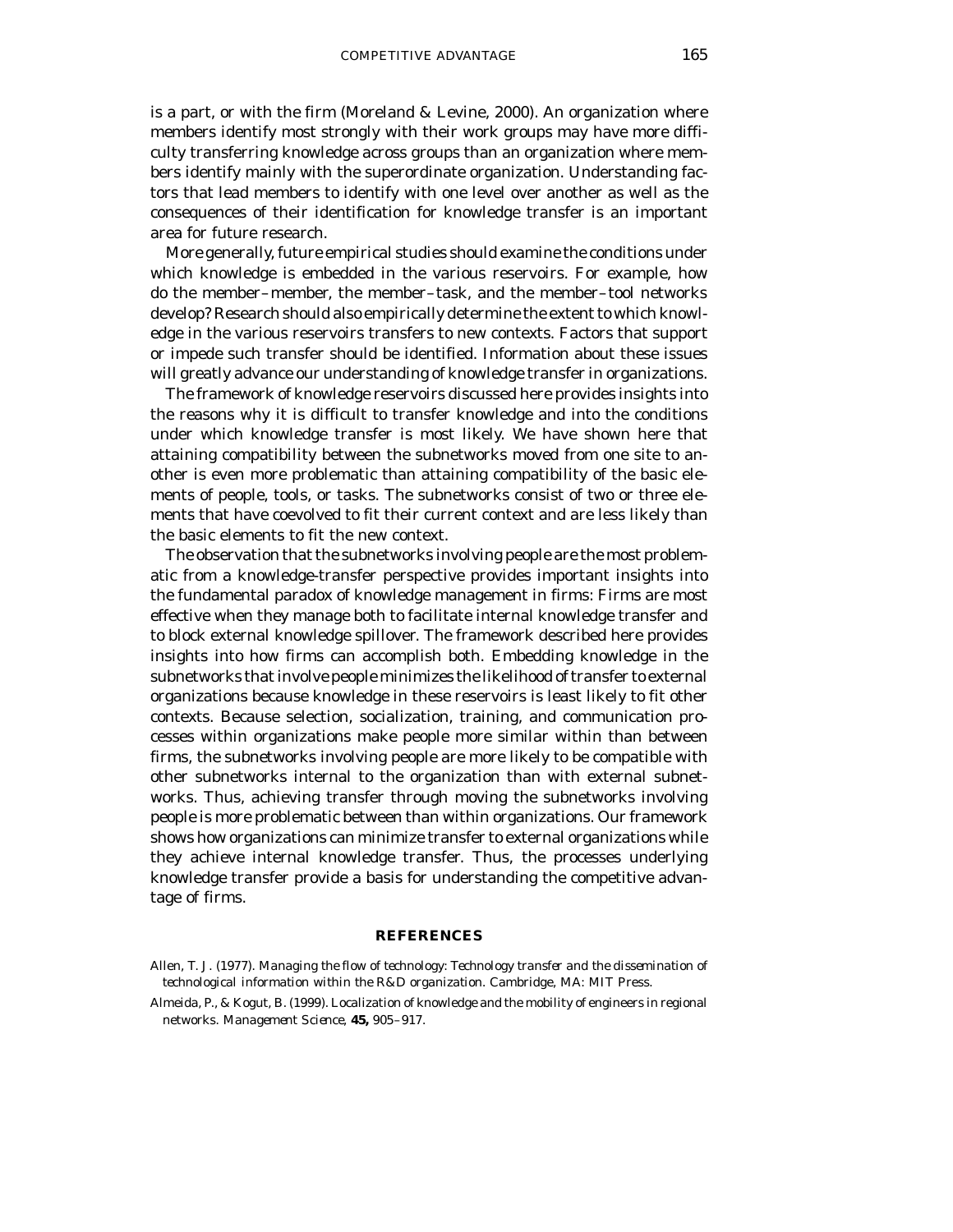is a part, or with the firm (Moreland & Levine, 2000). An organization where members identify most strongly with their work groups may have more difficulty transferring knowledge across groups than an organization where members identify mainly with the superordinate organization. Understanding factors that lead members to identify with one level over another as well as the consequences of their identification for knowledge transfer is an important area for future research.

More generally, future empirical studies should examine the conditions under which knowledge is embedded in the various reservoirs. For example, how do the member–member, the member–task, and the member–tool networks develop? Research should also empirically determine the extent to which knowledge in the various reservoirs transfers to new contexts. Factors that support or impede such transfer should be identified. Information about these issues will greatly advance our understanding of knowledge transfer in organizations.

The framework of knowledge reservoirs discussed here provides insights into the reasons why it is difficult to transfer knowledge and into the conditions under which knowledge transfer is most likely. We have shown here that attaining compatibility between the subnetworks moved from one site to another is even more problematic than attaining compatibility of the basic elements of people, tools, or tasks. The subnetworks consist of two or three elements that have coevolved to fit their current context and are less likely than the basic elements to fit the new context.

The observation that the subnetworks involving people are the most problematic from a knowledge-transfer perspective provides important insights into the fundamental paradox of knowledge management in firms: Firms are most effective when they manage both to facilitate internal knowledge transfer and to block external knowledge spillover. The framework described here provides insights into how firms can accomplish both. Embedding knowledge in the subnetworks that involve people minimizes the likelihood of transfer to external organizations because knowledge in these reservoirs is least likely to fit other contexts. Because selection, socialization, training, and communication processes within organizations make people more similar within than between firms, the subnetworks involving people are more likely to be compatible with other subnetworks internal to the organization than with external subnetworks. Thus, achieving transfer through moving the subnetworks involving people is more problematic between than within organizations. Our framework shows how organizations can minimize transfer to external organizations while they achieve internal knowledge transfer. Thus, the processes underlying knowledge transfer provide a basis for understanding the competitive advantage of firms.

## REFERENCES

Allen, T. J. (1977). *Managing the flow of technology: Technology transfer and the dissemination of technological information within the R&D organization*. Cambridge, MA: MIT Press.

Almeida, P., & Kogut, B. (1999). Localization of knowledge and the mobility of engineers in regional networks. *Management Science*, **45,** 905–917.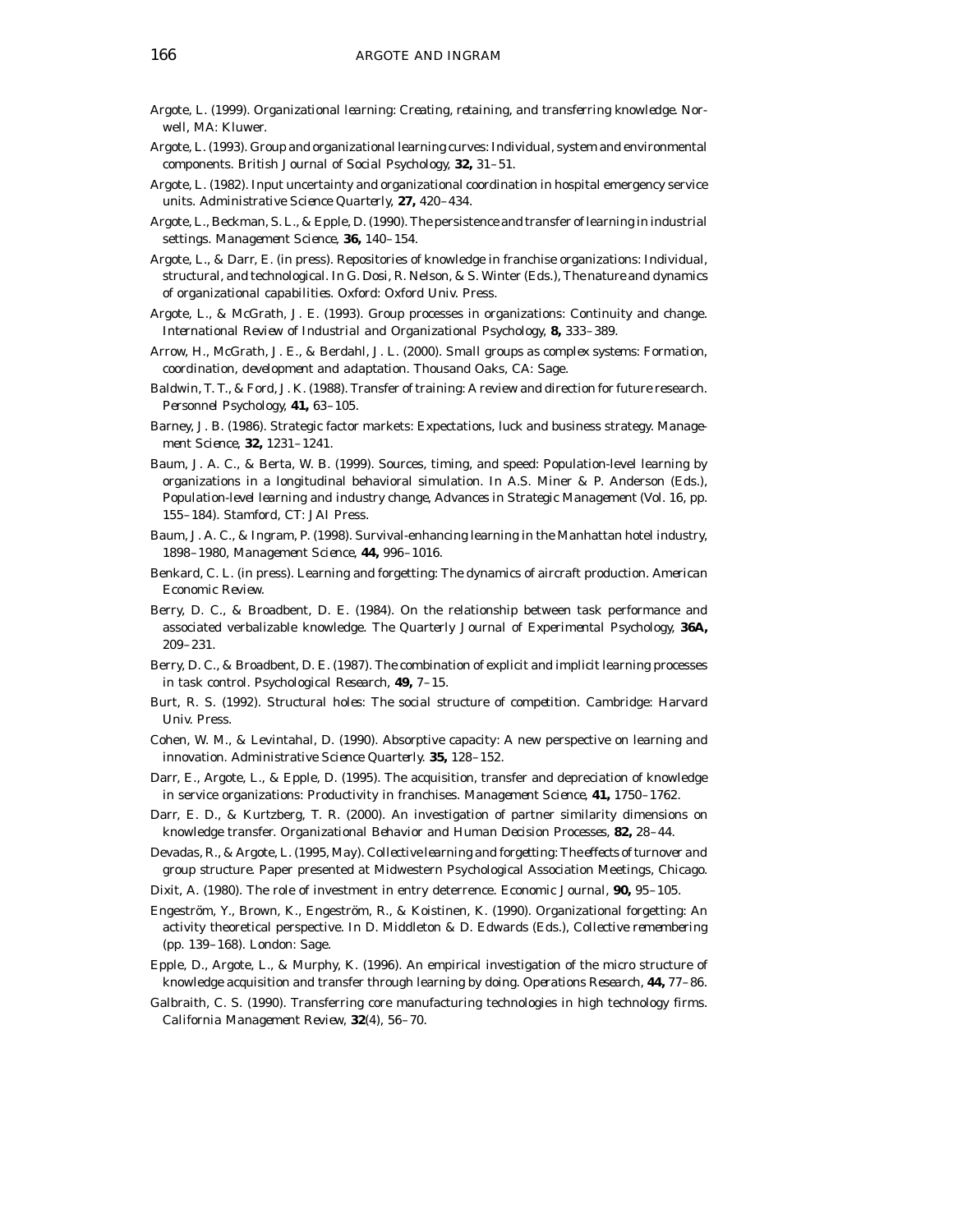Argote, L. (1999). *Organizational learning: Creating, retaining, and transferring knowledge.* Norwell, MA: Kluwer.

Argote, L. (1993). Group and organizational learning curves: Individual, system and environmental components. *British Journal of Social Psychology,* **32,** 31–51.

Argote, L. (1982). Input uncertainty and organizational coordination in hospital emergency service units. *Administrative Science Quarterly,* **27,** 420–434.

Argote, L., Beckman, S. L., & Epple, D. (1990). The persistence and transfer of learning in industrial settings. *Management Science,* **36,** 140–154.

Argote, L., & Darr, E. (in press). Repositories of knowledge in franchise organizations: Individual, structural, and technological. In G. Dosi, R. Nelson, & S. Winter (Eds.), *The nature and dynamics of organizational capabilities.* Oxford: Oxford Univ. Press.

Argote, L., & McGrath, J. E. (1993). Group processes in organizations: Continuity and change. *International Review of Industrial and Organizational Psychology,* **8,** 333–389.

Arrow, H., McGrath, J. E., & Berdahl, J. L. (2000). *Small groups as complex systems: Formation, coordination, development and adaptation.* Thousand Oaks, CA: Sage.

Baldwin, T. T., & Ford, J. K. (1988). Transfer of training: A review and direction for future research. *Personnel Psychology,* **41,** 63–105.

Barney, J. B. (1986). Strategic factor markets: Expectations, luck and business strategy. *Management Science,* **32,** 1231–1241.

Baum, J. A. C., & Berta, W. B. (1999). Sources, timing, and speed: Population-level learning by organizations in a longitudinal behavioral simulation. In A.S. Miner & P. Anderson (Eds.), *Population-level learning and industry change, Advances in Strategic Management* (Vol. 16, pp. 155–184). Stamford, CT: JAI Press.

Baum, J. A. C., & Ingram, P. (1998). Survival-enhancing learning in the Manhattan hotel industry, 1898–1980, *Management Science,* **44,** 996–1016.

Benkard, C. L. (in press). Learning and forgetting: The dynamics of aircraft production. *American Economic Review.*

Berry, D. C., & Broadbent, D. E. (1984). On the relationship between task performance and associated verbalizable knowledge. *The Quarterly Journal of Experimental Psychology,* **36A,** 209–231.

Berry, D. C., & Broadbent, D. E. (1987). The combination of explicit and implicit learning processes in task control. *Psychological Research,* **49,** 7–15.

Burt, R. S. (1992). *Structural holes: The social structure of competition.* Cambridge: Harvard Univ. Press.

Cohen, W. M., & Levintahal, D. (1990). Absorptive capacity: A new perspective on learning and innovation. *Administrative Science Quarterly.* **35,** 128–152.

Darr, E., Argote, L., & Epple, D. (1995). The acquisition, transfer and depreciation of knowledge in service organizations: Productivity in franchises. *Management Science,* **41,** 1750–1762.

Darr, E. D., & Kurtzberg, T. R. (2000). An investigation of partner similarity dimensions on knowledge transfer. *Organizational Behavior and Human Decision Processes,* **82,** 28–44.

Devadas, R., & Argote, L. (1995, May). *Collective learning and forgetting: The effects of turnover and group structure.* Paper presented at Midwestern Psychological Association Meetings, Chicago.

Dixit, A. (1980). The role of investment in entry deterrence. *Economic Journal,* **90,** 95–105.

Engeström, Y., Brown, K., Engeström, R., & Koistinen, K. (1990). Organizational forgetting: An activity theoretical perspective. In D. Middleton & D. Edwards (Eds.), *Collective remembering* (pp. 139–168). London: Sage.

Epple, D., Argote, L., & Murphy, K. (1996). An empirical investigation of the micro structure of knowledge acquisition and transfer through learning by doing. *Operations Research,* **44,** 77–86.

Galbraith, C. S. (1990). Transferring core manufacturing technologies in high technology firms. *California Management Review,* **32**(4), 56–70.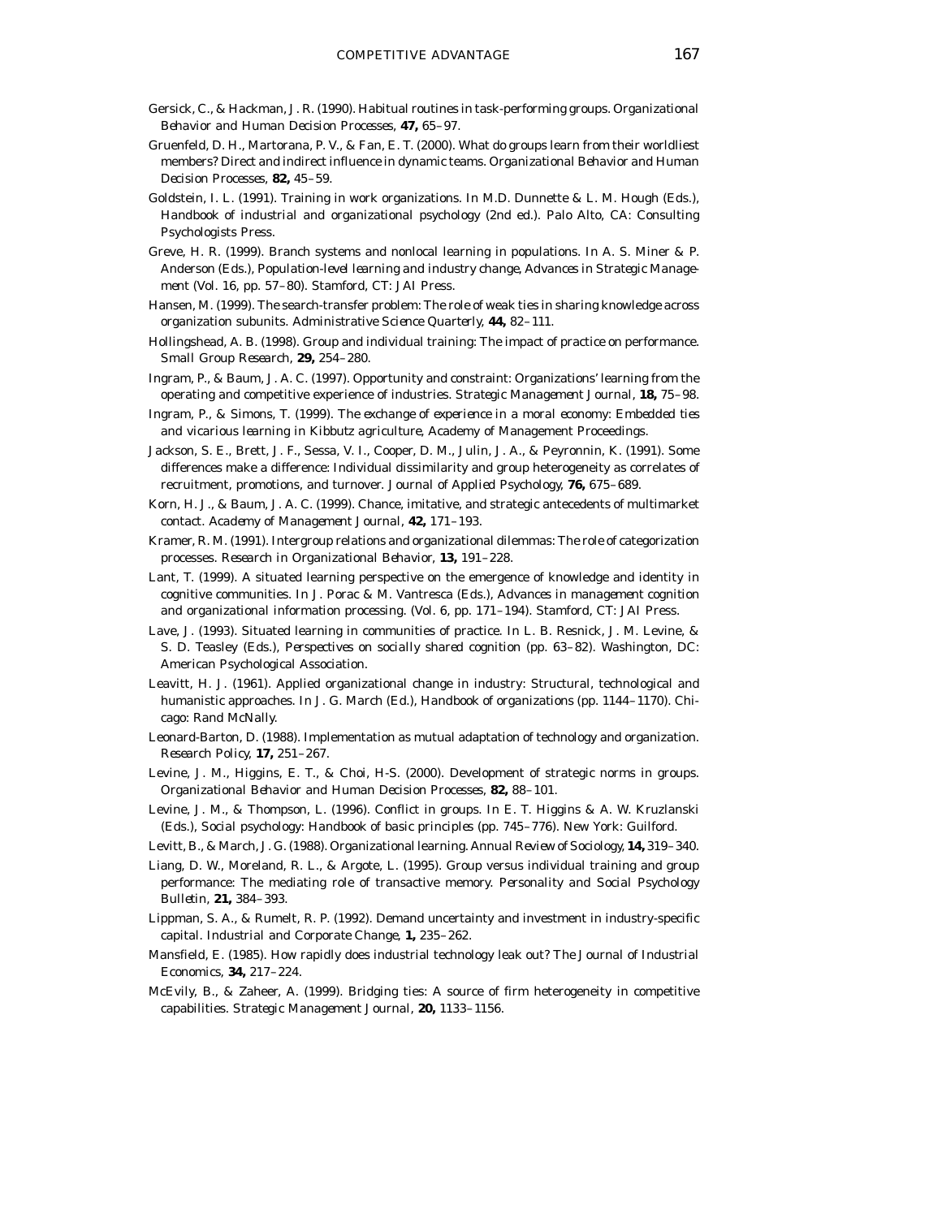Gersick, C., & Hackman, J. R. (1990). Habitual routines in task-performing groups. *Organizational Behavior and Human Decision Processes*, **47,** 65–97.

Gruenfeld, D. H., Martorana, P. V., & Fan, E. T. (2000). What do groups learn from their worldliest members? Direct and indirect influence in dynamic teams. *Organizational Behavior and Human Decision Processes*, **82,** 45–59.

Goldstein, I. L. (1991). Training in work organizations. In M.D. Dunnette & L. M. Hough (Eds.), *Handbook of industrial and organizational psychology* (2nd ed.). Palo Alto, CA: Consulting Psychologists Press.

Greve, H. R. (1999). Branch systems and nonlocal learning in populations. In A. S. Miner & P. Anderson (Eds.), *Population-level learning and industry change, Advances in Strategic Management* (Vol. 16, pp. 57–80). Stamford, CT: JAI Press.

Hansen, M. (1999). The search-transfer problem: The role of weak ties in sharing knowledge across organization subunits. *Administrative Science Quarterly*, **44,** 82–111.

Hollingshead, A. B. (1998). Group and individual training: The impact of practice on performance. *Small Group Research*, **29,** 254–280.

Ingram, P., & Baum, J. A. C. (1997). Opportunity and constraint: Organizations' learning from the operating and competitive experience of industries. *Strategic Management Journal*, **18,** 75–98.

Ingram, P., & Simons, T. (1999). *The exchange of experience in a moral economy: Embedded ties and vicarious learning in Kibbutz agriculture, Academy of Management Proceedings.*

Jackson, S. E., Brett, J. F., Sessa, V. I., Cooper, D. M., Julin, J. A., & Peyronnin, K. (1991). Some differences make a difference: Individual dissimilarity and group heterogeneity as correlates of recruitment, promotions, and turnover. *Journal of Applied Psychology*, **76,** 675–689.

Korn, H. J., & Baum, J. A. C. (1999). Chance, imitative, and strategic antecedents of multimarket contact. *Academy of Management Journal*, **42,** 171–193.

Kramer, R. M. (1991). Intergroup relations and organizational dilemmas: The role of categorization processes. *Research in Organizational Behavior*, **13,** 191–228.

Lant, T. (1999). A situated learning perspective on the emergence of knowledge and identity in cognitive communities. In J. Porac & M. Vantresca (Eds.), *Advances in management cognition and organizational information processing*. (Vol. 6, pp. 171–194). Stamford, CT: JAI Press.

Lave, J. (1993). Situated learning in communities of practice. In L. B. Resnick, J. M. Levine, & S. D. Teasley (Eds.), *Perspectives on socially shared cognition* (pp. 63–82). Washington, DC: American Psychological Association.

Leavitt, H. J. (1961). Applied organizational change in industry: Structural, technological and humanistic approaches. In J. G. March (Ed.), *Handbook of organizations* (pp. 1144–1170). Chicago: Rand McNally.

Leonard-Barton, D. (1988). Implementation as mutual adaptation of technology and organization. *Research Policy*, **17,** 251–267.

Levine, J. M., Higgins, E. T., & Choi, H-S. (2000). Development of strategic norms in groups. *Organizational Behavior and Human Decision Processes*, **82,** 88–101.

Levine, J. M., & Thompson, L. (1996). Conflict in groups. In E. T. Higgins & A. W. Kruzlanski (Eds.), *Social psychology: Handbook of basic principles* (pp. 745–776). New York: Guilford.

Levitt, B., & March, J. G. (1988). Organizational learning. *Annual Review of Sociology*, **14,** 319–340.

Liang, D. W., Moreland, R. L., & Argote, L. (1995). Group versus individual training and group performance: The mediating role of transactive memory. *Personality and Social Psychology Bulletin*, **21,** 384–393.

Lippman, S. A., & Rumelt, R. P. (1992). Demand uncertainty and investment in industry-specific capital. *Industrial and Corporate Change*, **1,** 235–262.

Mansfield, E. (1985). How rapidly does industrial technology leak out? *The Journal of Industrial Economics*, **34,** 217–224.

McEvily, B., & Zaheer, A. (1999). Bridging ties: A source of firm heterogeneity in competitive capabilities. *Strategic Management Journal*, **20,** 1133–1156.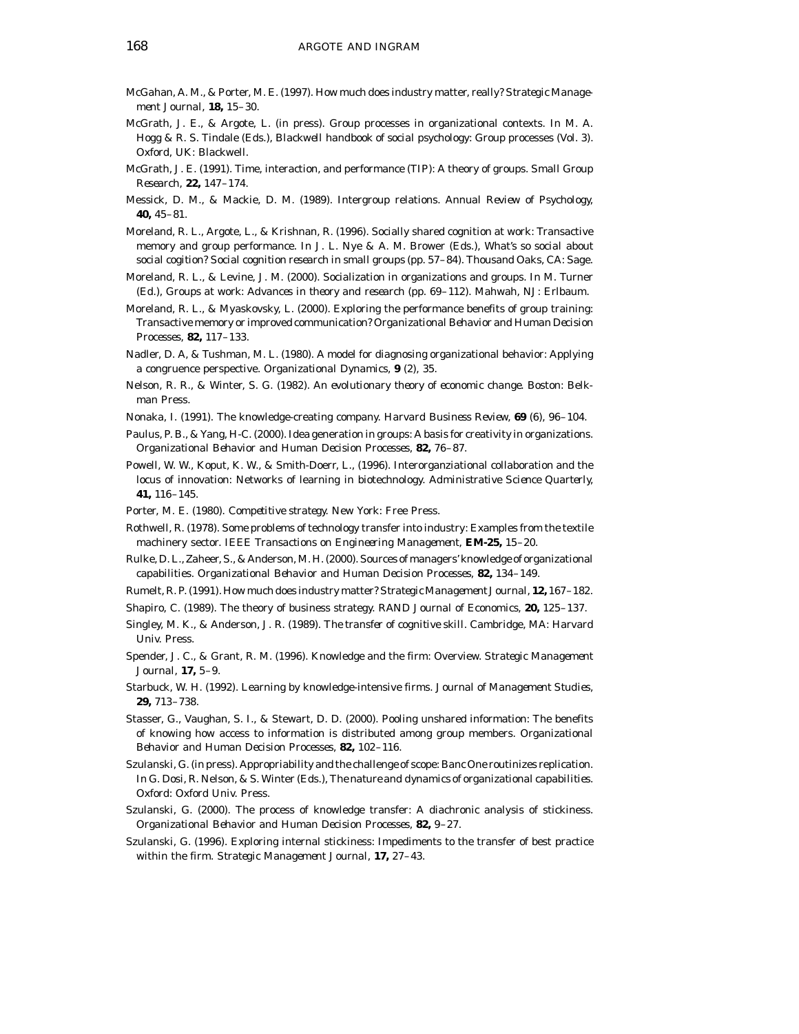McGahan, A. M., & Porter, M. E. (1997). How much does industry matter, really? *Strategic Management Journal*, **18,** 15–30.

McGrath, J. E., & Argote, L. (in press). Group processes in organizational contexts. In M. A. Hogg & R. S. Tindale (Eds.), *Blackwell handbook of social psychology: Group processes* (Vol. 3). Oxford, UK: Blackwell.

McGrath, J. E. (1991). Time, interaction, and performance (TIP): A theory of groups. *Small Group Research*, **22,** 147–174.

Messick, D. M., & Mackie, D. M. (1989). Intergroup relations. *Annual Review of Psychology*, **40,** 45–81.

Moreland, R. L., Argote, L., & Krishnan, R. (1996). Socially shared cognition at work: Transactive memory and group performance. In J. L. Nye & A. M. Brower (Eds.), *What's so social about social cogition? Social cognition research in small groups* (pp. 57–84). Thousand Oaks, CA: Sage.

Moreland, R. L., & Levine, J. M. (2000). Socialization in organizations and groups. In M. Turner (Ed.), *Groups at work: Advances in theory and research* (pp. 69–112). Mahwah, NJ: Erlbaum.

Moreland, R. L., & Myaskovsky, L. (2000). Exploring the performance benefits of group training: Transactive memory or improved communication? *Organizational Behavior and Human Decision Processes*, **82,** 117–133.

Nadler, D. A, & Tushman, M. L. (1980). A model for diagnosing organizational behavior: Applying a congruence perspective. *Organizational Dynamics*, **9** (2), 35.

Nelson, R. R., & Winter, S. G. (1982). *An evolutionary theory of economic change.* Boston: Belkman Press.

Nonaka, I. (1991). The knowledge-creating company. *Harvard Business Review*, **69** (6), 96–104.

Paulus, P. B., & Yang, H-C. (2000). Idea generation in groups: A basis for creativity in organizations. *Organizational Behavior and Human Decision Processes*, **82,** 76–87.

Powell, W. W., Koput, K. W., & Smith-Doerr, L., (1996). Interorganziational collaboration and the locus of innovation: Networks of learning in biotechnology. *Administrative Science Quarterly*, **41,** 116–145.

Porter, M. E. (1980). *Competitive strategy.* New York: Free Press.

Rothwell, R. (1978). Some problems of technology transfer into industry: Examples from the textile machinery sector. *IEEE Transactions on Engineering Management*, **EM-25,** 15–20.

Rulke, D. L., Zaheer, S., & Anderson, M. H. (2000). Sources of managers' knowledge of organizational capabilities. *Organizational Behavior and Human Decision Processes*, **82,** 134–149.

Rumelt, R. P. (1991). How much does industry matter? *Strategic Management Journal*, **12,** 167–182.

Shapiro, C. (1989). The theory of business strategy. *RAND Journal of Economics*, **20,** 125–137.

Singley, M. K., & Anderson, J. R. (1989). *The transfer of cognitive skill.* Cambridge, MA: Harvard Univ. Press.

Spender, J. C., & Grant, R. M. (1996). Knowledge and the firm: Overview. *Strategic Management Journal*, **17,** 5–9.

Starbuck, W. H. (1992). Learning by knowledge-intensive firms. *Journal of Management Studies*, **29,** 713–738.

Stasser, G., Vaughan, S. I., & Stewart, D. D. (2000). Pooling unshared information: The benefits of knowing how access to information is distributed among group members. *Organizational Behavior and Human Decision Processes*, **82,** 102–116.

Szulanski, G. (in press). Appropriability and the challenge of scope: Banc One routinizes replication. In G. Dosi, R. Nelson, & S. Winter (Eds.), *The nature and dynamics of organizational capabilities.* Oxford: Oxford Univ. Press.

Szulanski, G. (2000). The process of knowledge transfer: A diachronic analysis of stickiness. *Organizational Behavior and Human Decision Processes*, **82,** 9–27.

Szulanski, G. (1996). Exploring internal stickiness: Impediments to the transfer of best practice within the firm. *Strategic Management Journal*, **17,** 27–43.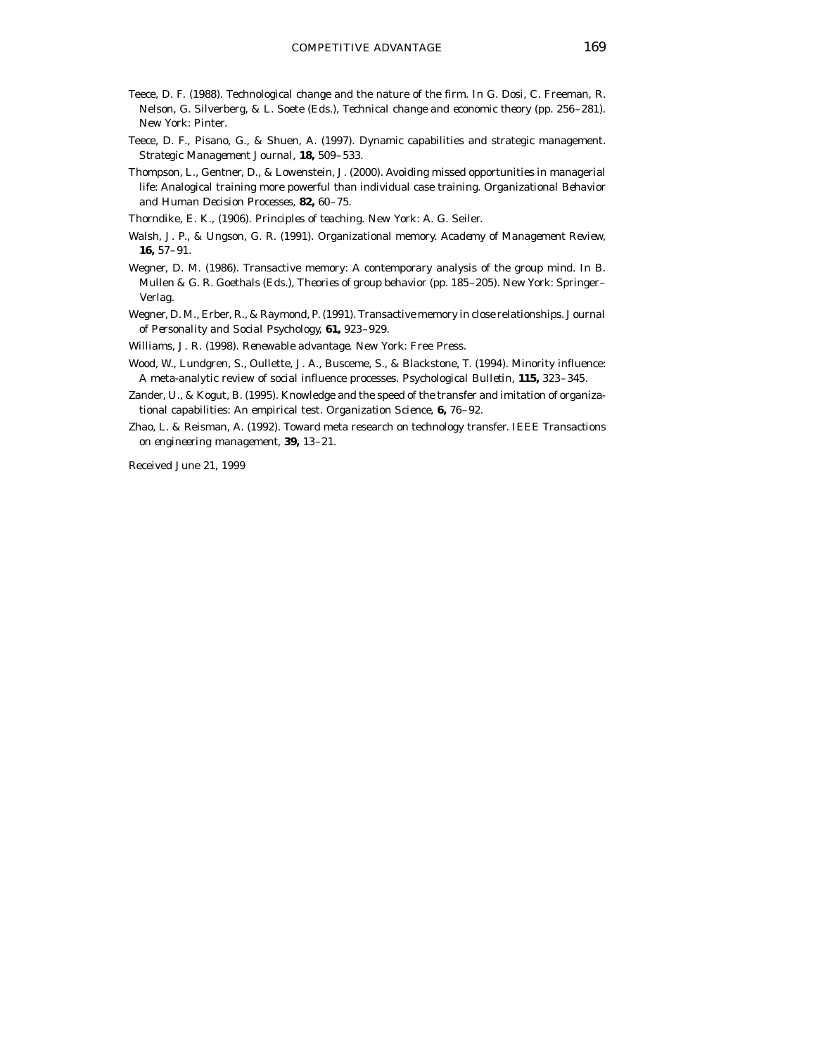Teece, D. F. (1988). Technological change and the nature of the firm. In G. Dosi, C. Freeman, R. Nelson, G. Silverberg, & L. Soete (Eds.), *Technical change and economic theory* (pp. 256–281). New York: Pinter.

Teece, D. F., Pisano, G., & Shuen, A. (1997). Dynamic capabilities and strategic management. *Strategic Management Journal,* **18,** 509–533.

Thompson, L., Gentner, D., & Lowenstein, J. (2000). Avoiding missed opportunities in managerial life: Analogical training more powerful than individual case training. *Organizational Behavior and Human Decision Processes,* **82,** 60–75.

Thorndike, E. K., (1906). *Principles of teaching.* New York: A. G. Seiler.

Walsh, J. P., & Ungson, G. R. (1991). Organizational memory. *Academy of Management Review,* **16,** 57–91.

Wegner, D. M. (1986). Transactive memory: A contemporary analysis of the group mind. In B. Mullen & G. R. Goethals (Eds.), *Theories of group behavior* (pp. 185–205). New York: Springer–Verlag.

Wegner, D. M., Erber, R., & Raymond, P. (1991). Transactive memory in close relationships. *Journal of Personality and Social Psychology,* **61,** 923–929.

Williams, J. R. (1998). *Renewable advantage.* New York: Free Press.

Wood, W., Lundgren, S., Oullette, J. A., Busceme, S., & Blackstone, T. (1994). Minority influence: A meta-analytic review of social influence processes. *Psychological Bulletin,* **115,** 323–345.

Zander, U., & Kogut, B. (1995). Knowledge and the speed of the transfer and imitation of organizational capabilities: An empirical test. *Organization Science,* **6,** 76–92.

Zhao, L. & Reisman, A. (1992). Toward meta research on technology transfer. *IEEE Transactions on engineering management,* **39,** 13–21.

Received June 21, 1999